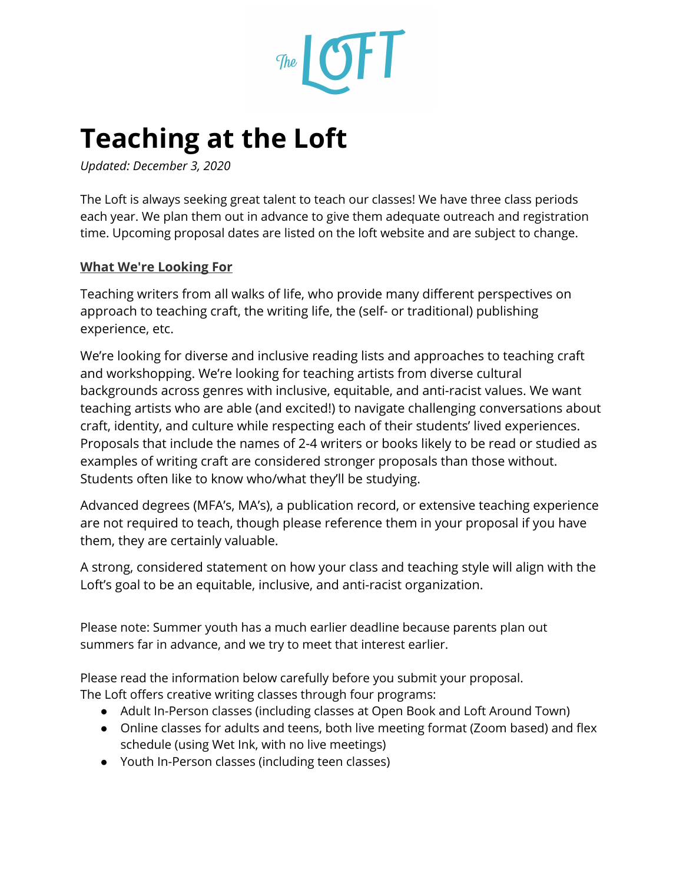# Teaching at the Loft

*Updated: December 3, 2020*

The Loft is always seeking great talent to teach our classes! We have three class periods each year. We plan them out in advance to give them adequate outreach and registration time. Upcoming proposal dates are listed on the loft website and are subject to change.

**What We're Looking For**

Teaching writers from all walks of life, who provide many different perspectives on approach to teaching craft, the writing life, the (self- or traditional) publishing experience, etc.

We're looking for diverse and inclusive reading lists and approaches to teaching craft and workshopping. We're looking for teaching artists from diverse cultural backgrounds across genres with inclusive, equitable, and anti-racist values. We want teaching artists who are able (and excited!) to navigate challenging conversations about craft, identity, and culture while respecting each of their students' lived experiences. Proposals that include the names of 2-4 writers or books likely to be read or studied as examples of writing craft are considered stronger proposals than those without. Students often like to know who/what they'll be studying.

Advanced degrees (MFA's, MA's), a publication record, or extensive teaching experience are not required to teach, though please reference them in your proposal if you have them, they are certainly valuable.

A strong, considered statement on how your class and teaching style will align with the Loft's goal to be an equitable, inclusive, and anti-racist organization.

Please note: Summer youth has a much earlier deadline because parents plan out summers far in advance, and we try to meet that interest earlier.

Please read the information below carefully before you submit your proposal.
The Loft offers creative writing classes through four programs:

- Adult In-Person classes (including classes at Open Book and Loft Around Town)
- Online classes for adults and teens, both live meeting format (Zoom based) and flex schedule (using Wet Ink, with no live meetings)
- Youth In-Person classes (including teen classes)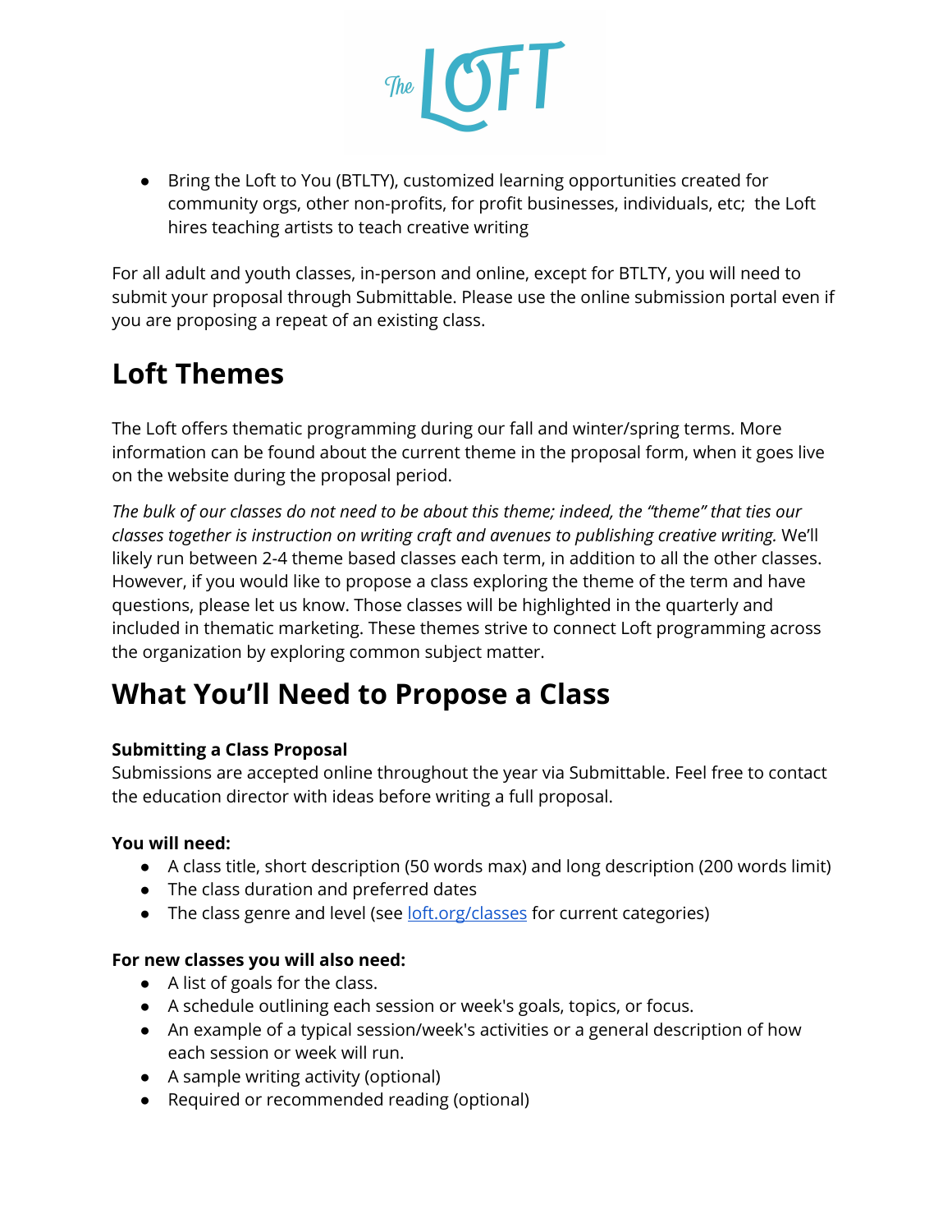- Bring the Loft to You (BTLTY), customized learning opportunities created for community orgs, other non-profits, for profit businesses, individuals, etc; the Loft hires teaching artists to teach creative writing

For all adult and youth classes, in-person and online, except for BTLTY, you will need to submit your proposal through Submittable. Please use the online submission portal even if you are proposing a repeat of an existing class.

# Loft Themes

The Loft offers thematic programming during our fall and winter/spring terms. More information can be found about the current theme in the proposal form, when it goes live on the website during the proposal period.

*The bulk of our classes do not need to be about this theme; indeed, the "theme" that ties our classes together is instruction on writing craft and avenues to publishing creative writing.* We'll likely run between 2-4 theme based classes each term, in addition to all the other classes. However, if you would like to propose a class exploring the theme of the term and have questions, please let us know. Those classes will be highlighted in the quarterly and included in thematic marketing. These themes strive to connect Loft programming across the organization by exploring common subject matter.

# What You'll Need to Propose a Class

**Submitting a Class Proposal**
Submissions are accepted online throughout the year via Submittable. Feel free to contact the education director with ideas before writing a full proposal.

**You will need:**

- A class title, short description (50 words max) and long description (200 words limit)
- The class duration and preferred dates
- The class genre and level (see [loft.org/classes](loft.org/classes) for current categories)

**For new classes you will also need:**

- A list of goals for the class.
- A schedule outlining each session or week's goals, topics, or focus.
- An example of a typical session/week's activities or a general description of how each session or week will run.
- A sample writing activity (optional)
- Required or recommended reading (optional)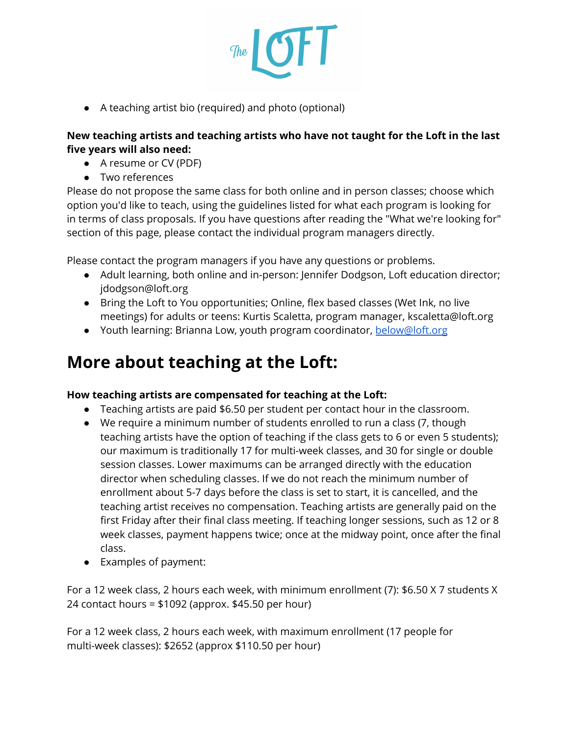- A teaching artist bio (required) and photo (optional)

**New teaching artists and teaching artists who have not taught for the Loft in the last five years will also need:**

- A resume or CV (PDF)
- Two references

Please do not propose the same class for both online and in person classes; choose which option you'd like to teach, using the guidelines listed for what each program is looking for in terms of class proposals. If you have questions after reading the "What we're looking for" section of this page, please contact the individual program managers directly.

Please contact the program managers if you have any questions or problems.

- Adult learning, both online and in-person: Jennifer Dodgson, Loft education director; jdodgson@loft.org
- Bring the Loft to You opportunities; Online, flex based classes (Wet Ink, no live meetings) for adults or teens: Kurtis Scaletta, program manager, kscaletta@loft.org
- Youth learning: Brianna Low, youth program coordinator, below@loft.org

# More about teaching at the Loft:

**How teaching artists are compensated for teaching at the Loft:**

- Teaching artists are paid $6.50 per student per contact hour in the classroom.
- We require a minimum number of students enrolled to run a class (7, though teaching artists have the option of teaching if the class gets to 6 or even 5 students); our maximum is traditionally 17 for multi-week classes, and 30 for single or double session classes. Lower maximums can be arranged directly with the education director when scheduling classes. If we do not reach the minimum number of enrollment about 5-7 days before the class is set to start, it is cancelled, and the teaching artist receives no compensation. Teaching artists are generally paid on the first Friday after their final class meeting. If teaching longer sessions, such as 12 or 8 week classes, payment happens twice; once at the midway point, once after the final class.
- Examples of payment:

For a 12 week class, 2 hours each week, with minimum enrollment (7): $6.50 X 7 students X 24 contact hours = $1092 (approx. $45.50 per hour)

For a 12 week class, 2 hours each week, with maximum enrollment (17 people for multi-week classes): $2652 (approx $110.50 per hour)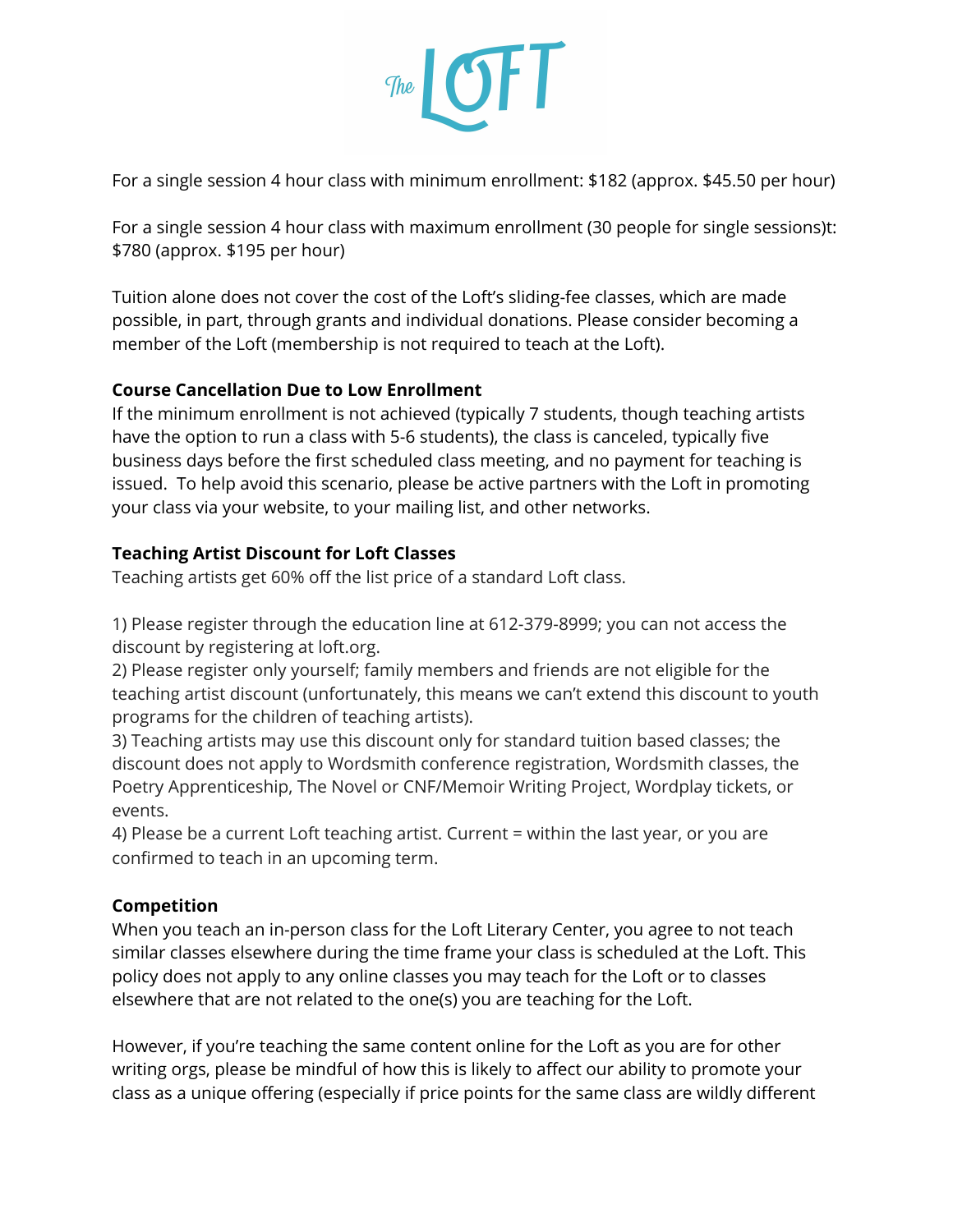For a single session 4 hour class with minimum enrollment: $182 (approx. $45.50 per hour)

For a single session 4 hour class with maximum enrollment (30 people for single sessions)t: $780 (approx. $195 per hour)

Tuition alone does not cover the cost of the Loft's sliding-fee classes, which are made possible, in part, through grants and individual donations. Please consider becoming a member of the Loft (membership is not required to teach at the Loft).

**Course Cancellation Due to Low Enrollment**

If the minimum enrollment is not achieved (typically 7 students, though teaching artists have the option to run a class with 5-6 students), the class is canceled, typically five business days before the first scheduled class meeting, and no payment for teaching is issued. To help avoid this scenario, please be active partners with the Loft in promoting your class via your website, to your mailing list, and other networks.

**Teaching Artist Discount for Loft Classes**

Teaching artists get 60% off the list price of a standard Loft class.

1) Please register through the education line at 612-379-8999; you can not access the discount by registering at loft.org.
2) Please register only yourself; family members and friends are not eligible for the teaching artist discount (unfortunately, this means we can't extend this discount to youth programs for the children of teaching artists).
3) Teaching artists may use this discount only for standard tuition based classes; the discount does not apply to Wordsmith conference registration, Wordsmith classes, the Poetry Apprenticeship, The Novel or CNF/Memoir Writing Project, Wordplay tickets, or events.
4) Please be a current Loft teaching artist. Current = within the last year, or you are confirmed to teach in an upcoming term.

**Competition**

When you teach an in-person class for the Loft Literary Center, you agree to not teach similar classes elsewhere during the time frame your class is scheduled at the Loft. This policy does not apply to any online classes you may teach for the Loft or to classes elsewhere that are not related to the one(s) you are teaching for the Loft.

However, if you're teaching the same content online for the Loft as you are for other writing orgs, please be mindful of how this is likely to affect our ability to promote your class as a unique offering (especially if price points for the same class are wildly different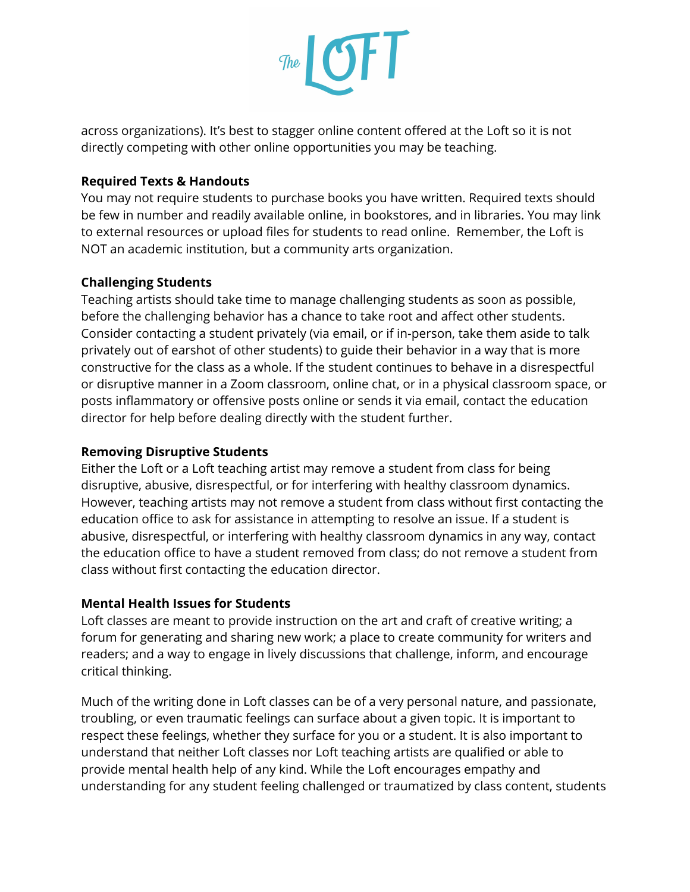across organizations). It's best to stagger online content offered at the Loft so it is not directly competing with other online opportunities you may be teaching.

**Required Texts & Handouts**
You may not require students to purchase books you have written. Required texts should be few in number and readily available online, in bookstores, and in libraries. You may link to external resources or upload files for students to read online.  Remember, the Loft is NOT an academic institution, but a community arts organization.

**Challenging Students**
Teaching artists should take time to manage challenging students as soon as possible, before the challenging behavior has a chance to take root and affect other students. Consider contacting a student privately (via email, or if in-person, take them aside to talk privately out of earshot of other students) to guide their behavior in a way that is more constructive for the class as a whole. If the student continues to behave in a disrespectful or disruptive manner in a Zoom classroom, online chat, or in a physical classroom space, or posts inflammatory or offensive posts online or sends it via email, contact the education director for help before dealing directly with the student further.

**Removing Disruptive Students**
Either the Loft or a Loft teaching artist may remove a student from class for being disruptive, abusive, disrespectful, or for interfering with healthy classroom dynamics. However, teaching artists may not remove a student from class without first contacting the education office to ask for assistance in attempting to resolve an issue. If a student is abusive, disrespectful, or interfering with healthy classroom dynamics in any way, contact the education office to have a student removed from class; do not remove a student from class without first contacting the education director.

**Mental Health Issues for Students**
Loft classes are meant to provide instruction on the art and craft of creative writing; a forum for generating and sharing new work; a place to create community for writers and readers; and a way to engage in lively discussions that challenge, inform, and encourage critical thinking.

Much of the writing done in Loft classes can be of a very personal nature, and passionate, troubling, or even traumatic feelings can surface about a given topic. It is important to respect these feelings, whether they surface for you or a student. It is also important to understand that neither Loft classes nor Loft teaching artists are qualified or able to provide mental health help of any kind. While the Loft encourages empathy and understanding for any student feeling challenged or traumatized by class content, students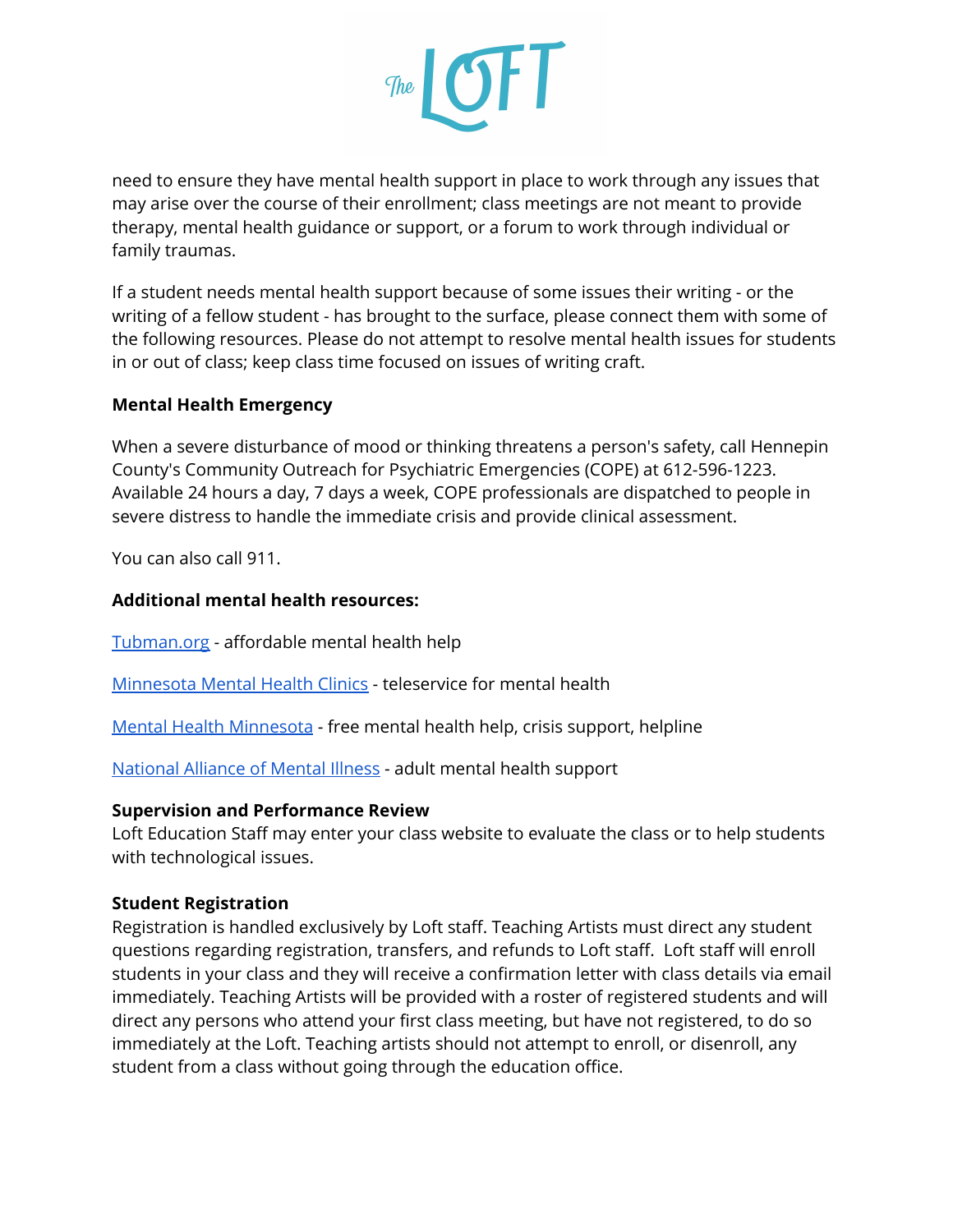need to ensure they have mental health support in place to work through any issues that may arise over the course of their enrollment; class meetings are not meant to provide therapy, mental health guidance or support, or a forum to work through individual or family traumas.

If a student needs mental health support because of some issues their writing - or the writing of a fellow student - has brought to the surface, please connect them with some of the following resources. Please do not attempt to resolve mental health issues for students in or out of class; keep class time focused on issues of writing craft.

**Mental Health Emergency**

When a severe disturbance of mood or thinking threatens a person's safety, call Hennepin County's Community Outreach for Psychiatric Emergencies (COPE) at 612-596-1223. Available 24 hours a day, 7 days a week, COPE professionals are dispatched to people in severe distress to handle the immediate crisis and provide clinical assessment.

You can also call 911.

**Additional mental health resources:**

Tubman.org - affordable mental health help

Minnesota Mental Health Clinics - teleservice for mental health

Mental Health Minnesota - free mental health help, crisis support, helpline

National Alliance of Mental Illness - adult mental health support

**Supervision and Performance Review**

Loft Education Staff may enter your class website to evaluate the class or to help students with technological issues.

**Student Registration**

Registration is handled exclusively by Loft staff. Teaching Artists must direct any student questions regarding registration, transfers, and refunds to Loft staff. Loft staff will enroll students in your class and they will receive a confirmation letter with class details via email immediately. Teaching Artists will be provided with a roster of registered students and will direct any persons who attend your first class meeting, but have not registered, to do so immediately at the Loft. Teaching artists should not attempt to enroll, or disenroll, any student from a class without going through the education office.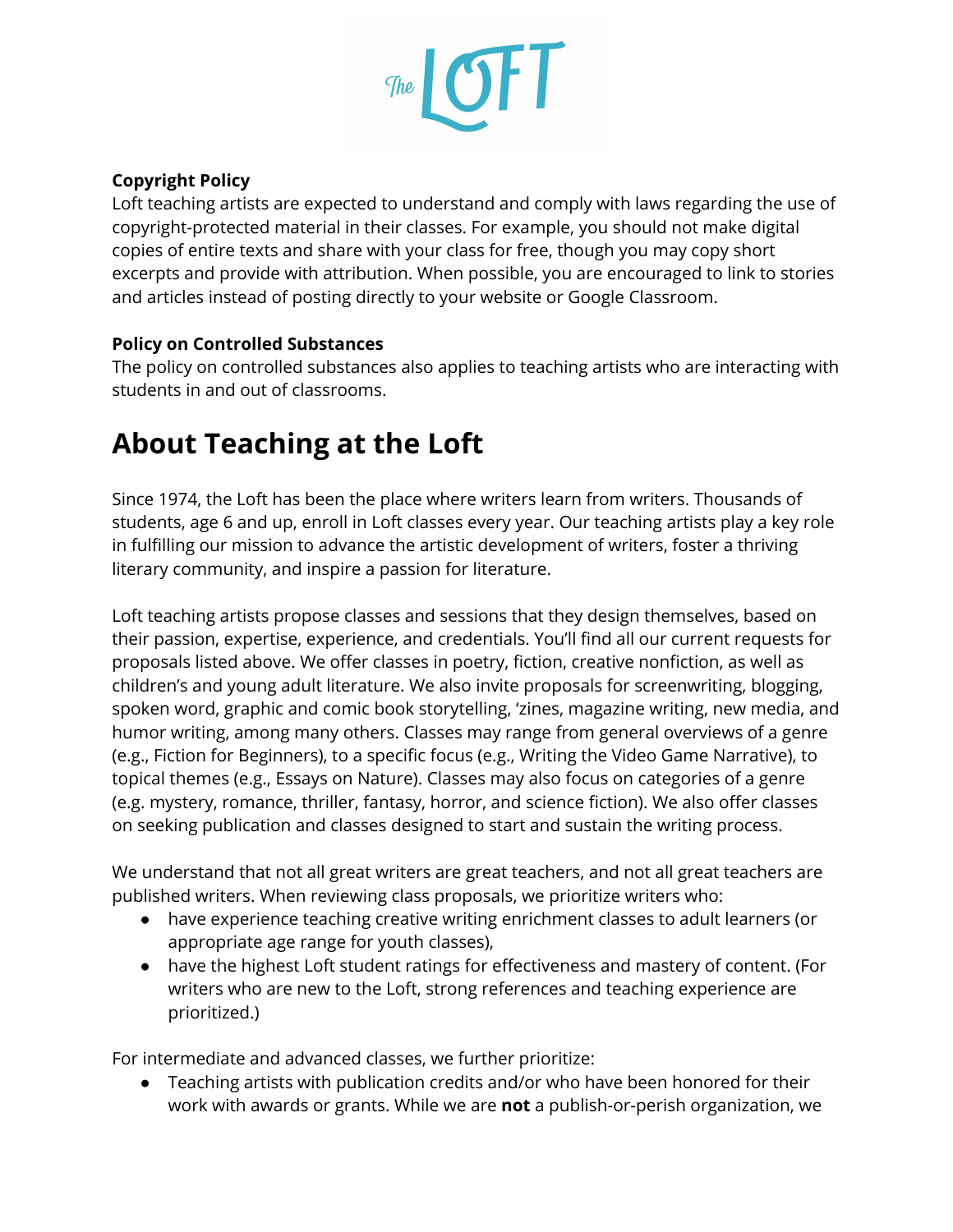**Copyright Policy**
Loft teaching artists are expected to understand and comply with laws regarding the use of copyright-protected material in their classes. For example, you should not make digital copies of entire texts and share with your class for free, though you may copy short excerpts and provide with attribution. When possible, you are encouraged to link to stories and articles instead of posting directly to your website or Google Classroom.

**Policy on Controlled Substances**
The policy on controlled substances also applies to teaching artists who are interacting with students in and out of classrooms.

# About Teaching at the Loft

Since 1974, the Loft has been the place where writers learn from writers. Thousands of students, age 6 and up, enroll in Loft classes every year. Our teaching artists play a key role in fulfilling our mission to advance the artistic development of writers, foster a thriving literary community, and inspire a passion for literature.

Loft teaching artists propose classes and sessions that they design themselves, based on their passion, expertise, experience, and credentials. You'll find all our current requests for proposals listed above. We offer classes in poetry, fiction, creative nonfiction, as well as children's and young adult literature. We also invite proposals for screenwriting, blogging, spoken word, graphic and comic book storytelling, 'zines, magazine writing, new media, and humor writing, among many others. Classes may range from general overviews of a genre (e.g., Fiction for Beginners), to a specific focus (e.g., Writing the Video Game Narrative), to topical themes (e.g., Essays on Nature). Classes may also focus on categories of a genre (e.g. mystery, romance, thriller, fantasy, horror, and science fiction). We also offer classes on seeking publication and classes designed to start and sustain the writing process.

We understand that not all great writers are great teachers, and not all great teachers are published writers. When reviewing class proposals, we prioritize writers who:

- have experience teaching creative writing enrichment classes to adult learners (or appropriate age range for youth classes),
- have the highest Loft student ratings for effectiveness and mastery of content. (For writers who are new to the Loft, strong references and teaching experience are prioritized.)

For intermediate and advanced classes, we further prioritize:

- Teaching artists with publication credits and/or who have been honored for their work with awards or grants. While we are **not** a publish-or-perish organization, we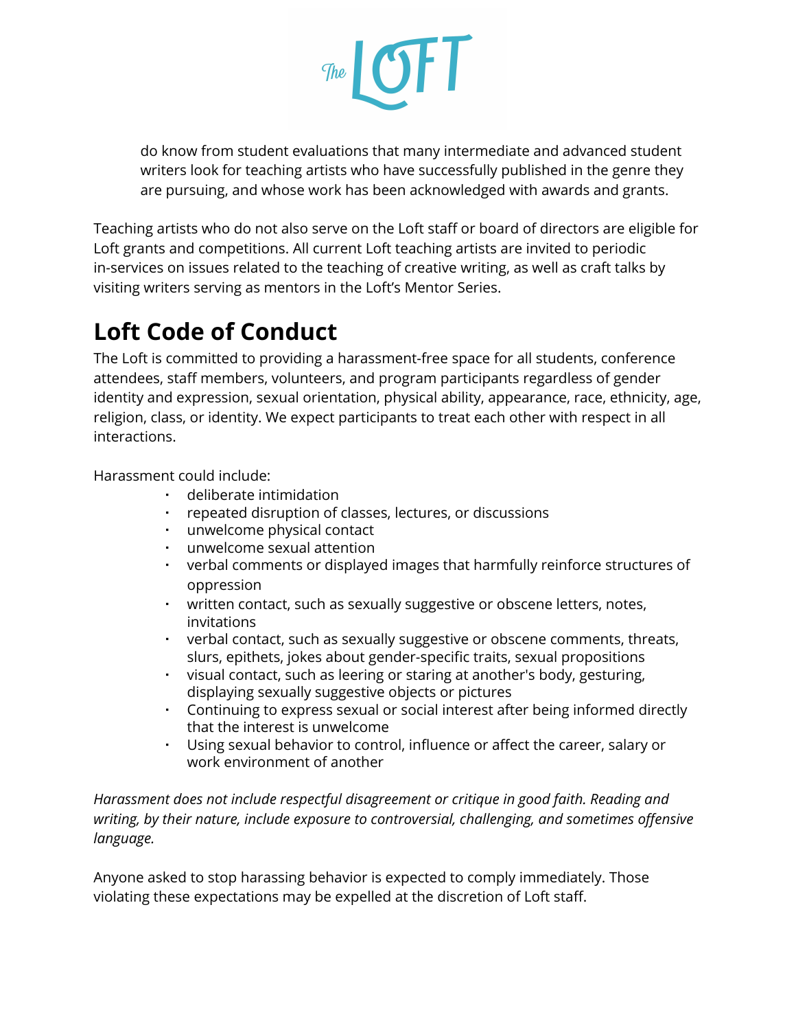do know from student evaluations that many intermediate and advanced student writers look for teaching artists who have successfully published in the genre they are pursuing, and whose work has been acknowledged with awards and grants.

Teaching artists who do not also serve on the Loft staff or board of directors are eligible for Loft grants and competitions. All current Loft teaching artists are invited to periodic in-services on issues related to the teaching of creative writing, as well as craft talks by visiting writers serving as mentors in the Loft's Mentor Series.

## Loft Code of Conduct

The Loft is committed to providing a harassment-free space for all students, conference attendees, staff members, volunteers, and program participants regardless of gender identity and expression, sexual orientation, physical ability, appearance, race, ethnicity, age, religion, class, or identity. We expect participants to treat each other with respect in all interactions.

Harassment could include:

- deliberate intimidation
- repeated disruption of classes, lectures, or discussions
- unwelcome physical contact
- unwelcome sexual attention
- verbal comments or displayed images that harmfully reinforce structures of oppression
- written contact, such as sexually suggestive or obscene letters, notes, invitations
- verbal contact, such as sexually suggestive or obscene comments, threats, slurs, epithets, jokes about gender-specific traits, sexual propositions
- visual contact, such as leering or staring at another's body, gesturing, displaying sexually suggestive objects or pictures
- Continuing to express sexual or social interest after being informed directly that the interest is unwelcome
- Using sexual behavior to control, influence or affect the career, salary or work environment of another

*Harassment does not include respectful disagreement or critique in good faith. Reading and writing, by their nature, include exposure to controversial, challenging, and sometimes offensive language.*

Anyone asked to stop harassing behavior is expected to comply immediately. Those violating these expectations may be expelled at the discretion of Loft staff.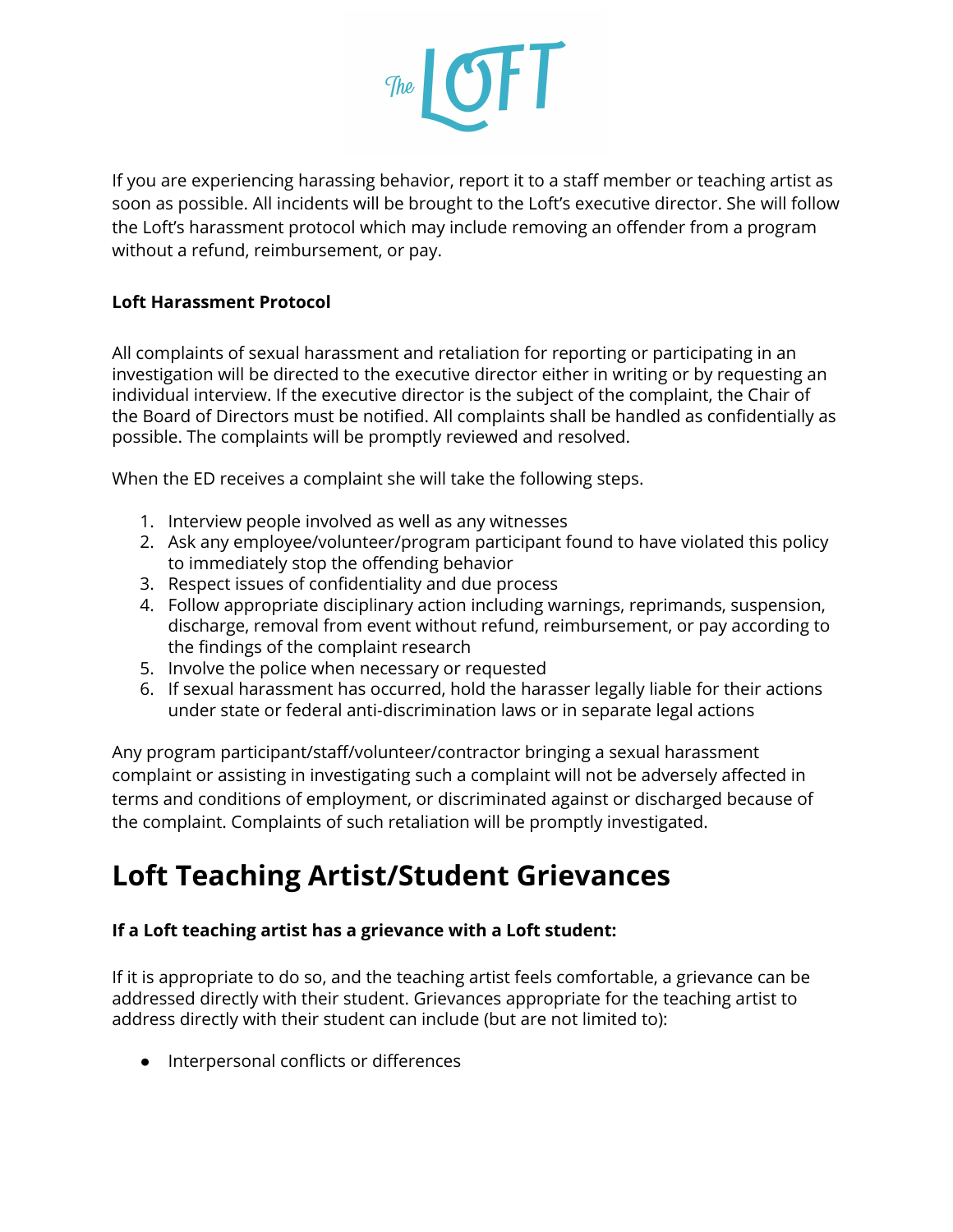If you are experiencing harassing behavior, report it to a staff member or teaching artist as soon as possible. All incidents will be brought to the Loft's executive director. She will follow the Loft's harassment protocol which may include removing an offender from a program without a refund, reimbursement, or pay.

**Loft Harassment Protocol**

All complaints of sexual harassment and retaliation for reporting or participating in an investigation will be directed to the executive director either in writing or by requesting an individual interview. If the executive director is the subject of the complaint, the Chair of the Board of Directors must be notified. All complaints shall be handled as confidentially as possible. The complaints will be promptly reviewed and resolved.

When the ED receives a complaint she will take the following steps.

1. Interview people involved as well as any witnesses
2. Ask any employee/volunteer/program participant found to have violated this policy to immediately stop the offending behavior
3. Respect issues of confidentiality and due process
4. Follow appropriate disciplinary action including warnings, reprimands, suspension, discharge, removal from event without refund, reimbursement, or pay according to the findings of the complaint research
5. Involve the police when necessary or requested
6. If sexual harassment has occurred, hold the harasser legally liable for their actions under state or federal anti-discrimination laws or in separate legal actions

Any program participant/staff/volunteer/contractor bringing a sexual harassment complaint or assisting in investigating such a complaint will not be adversely affected in terms and conditions of employment, or discriminated against or discharged because of the complaint. Complaints of such retaliation will be promptly investigated.

# Loft Teaching Artist/Student Grievances

**If a Loft teaching artist has a grievance with a Loft student:**

If it is appropriate to do so, and the teaching artist feels comfortable, a grievance can be addressed directly with their student. Grievances appropriate for the teaching artist to address directly with their student can include (but are not limited to):

- Interpersonal conflicts or differences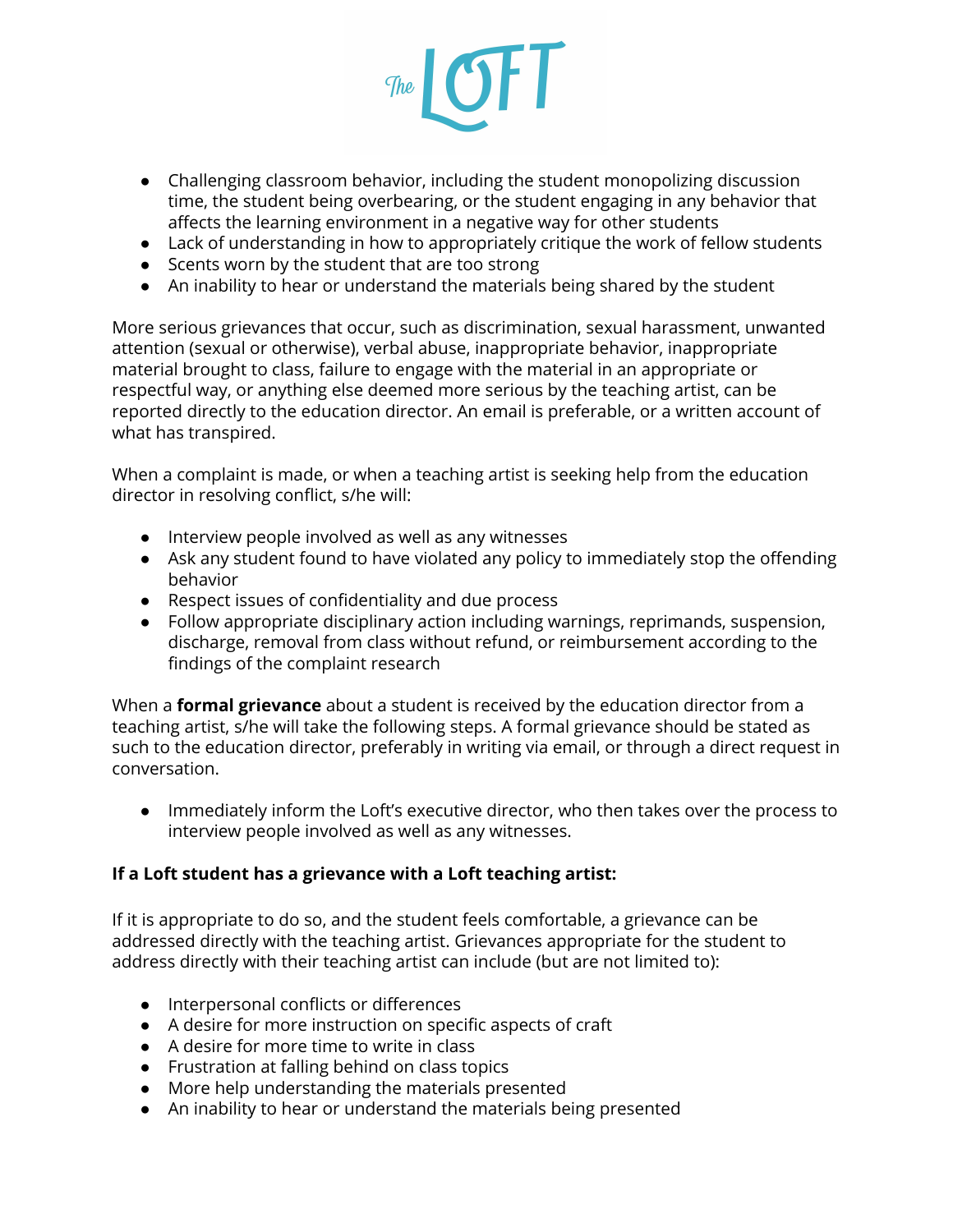- Challenging classroom behavior, including the student monopolizing discussion time, the student being overbearing, or the student engaging in any behavior that affects the learning environment in a negative way for other students
- Lack of understanding in how to appropriately critique the work of fellow students
- Scents worn by the student that are too strong
- An inability to hear or understand the materials being shared by the student

More serious grievances that occur, such as discrimination, sexual harassment, unwanted attention (sexual or otherwise), verbal abuse, inappropriate behavior, inappropriate material brought to class, failure to engage with the material in an appropriate or respectful way, or anything else deemed more serious by the teaching artist, can be reported directly to the education director. An email is preferable, or a written account of what has transpired.

When a complaint is made, or when a teaching artist is seeking help from the education director in resolving conflict, s/he will:

- Interview people involved as well as any witnesses
- Ask any student found to have violated any policy to immediately stop the offending behavior
- Respect issues of confidentiality and due process
- Follow appropriate disciplinary action including warnings, reprimands, suspension, discharge, removal from class without refund, or reimbursement according to the findings of the complaint research

When a **formal grievance** about a student is received by the education director from a teaching artist, s/he will take the following steps. A formal grievance should be stated as such to the education director, preferably in writing via email, or through a direct request in conversation.

- Immediately inform the Loft's executive director, who then takes over the process to interview people involved as well as any witnesses.

**If a Loft student has a grievance with a Loft teaching artist:**

If it is appropriate to do so, and the student feels comfortable, a grievance can be addressed directly with the teaching artist. Grievances appropriate for the student to address directly with their teaching artist can include (but are not limited to):

- Interpersonal conflicts or differences
- A desire for more instruction on specific aspects of craft
- A desire for more time to write in class
- Frustration at falling behind on class topics
- More help understanding the materials presented
- An inability to hear or understand the materials being presented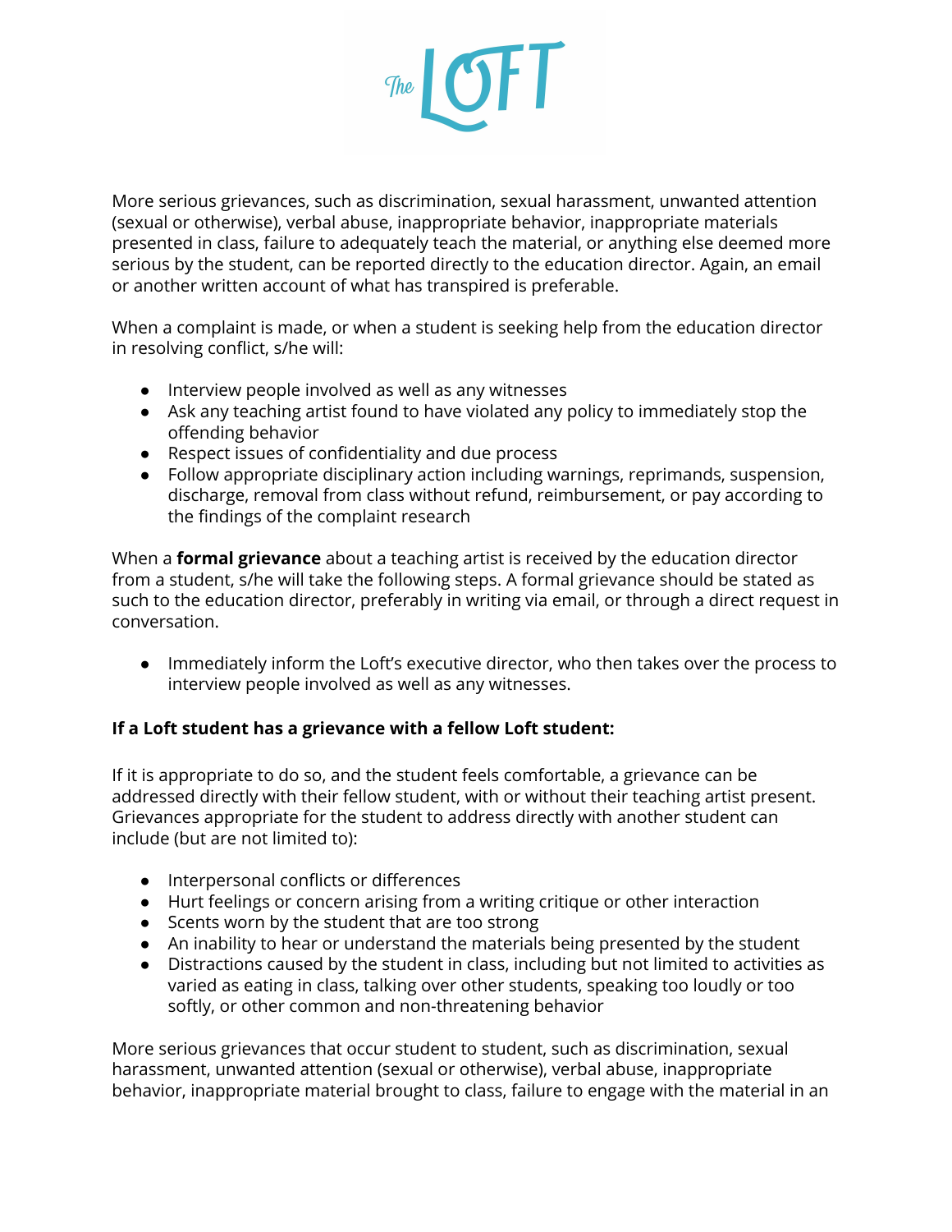More serious grievances, such as discrimination, sexual harassment, unwanted attention (sexual or otherwise), verbal abuse, inappropriate behavior, inappropriate materials presented in class, failure to adequately teach the material, or anything else deemed more serious by the student, can be reported directly to the education director. Again, an email or another written account of what has transpired is preferable.

When a complaint is made, or when a student is seeking help from the education director in resolving conflict, s/he will:

- Interview people involved as well as any witnesses
- Ask any teaching artist found to have violated any policy to immediately stop the offending behavior
- Respect issues of confidentiality and due process
- Follow appropriate disciplinary action including warnings, reprimands, suspension, discharge, removal from class without refund, reimbursement, or pay according to the findings of the complaint research

When a **formal grievance** about a teaching artist is received by the education director from a student, s/he will take the following steps. A formal grievance should be stated as such to the education director, preferably in writing via email, or through a direct request in conversation.

- Immediately inform the Loft's executive director, who then takes over the process to interview people involved as well as any witnesses.

**If a Loft student has a grievance with a fellow Loft student:**

If it is appropriate to do so, and the student feels comfortable, a grievance can be addressed directly with their fellow student, with or without their teaching artist present. Grievances appropriate for the student to address directly with another student can include (but are not limited to):

- Interpersonal conflicts or differences
- Hurt feelings or concern arising from a writing critique or other interaction
- Scents worn by the student that are too strong
- An inability to hear or understand the materials being presented by the student
- Distractions caused by the student in class, including but not limited to activities as varied as eating in class, talking over other students, speaking too loudly or too softly, or other common and non-threatening behavior

More serious grievances that occur student to student, such as discrimination, sexual harassment, unwanted attention (sexual or otherwise), verbal abuse, inappropriate behavior, inappropriate material brought to class, failure to engage with the material in an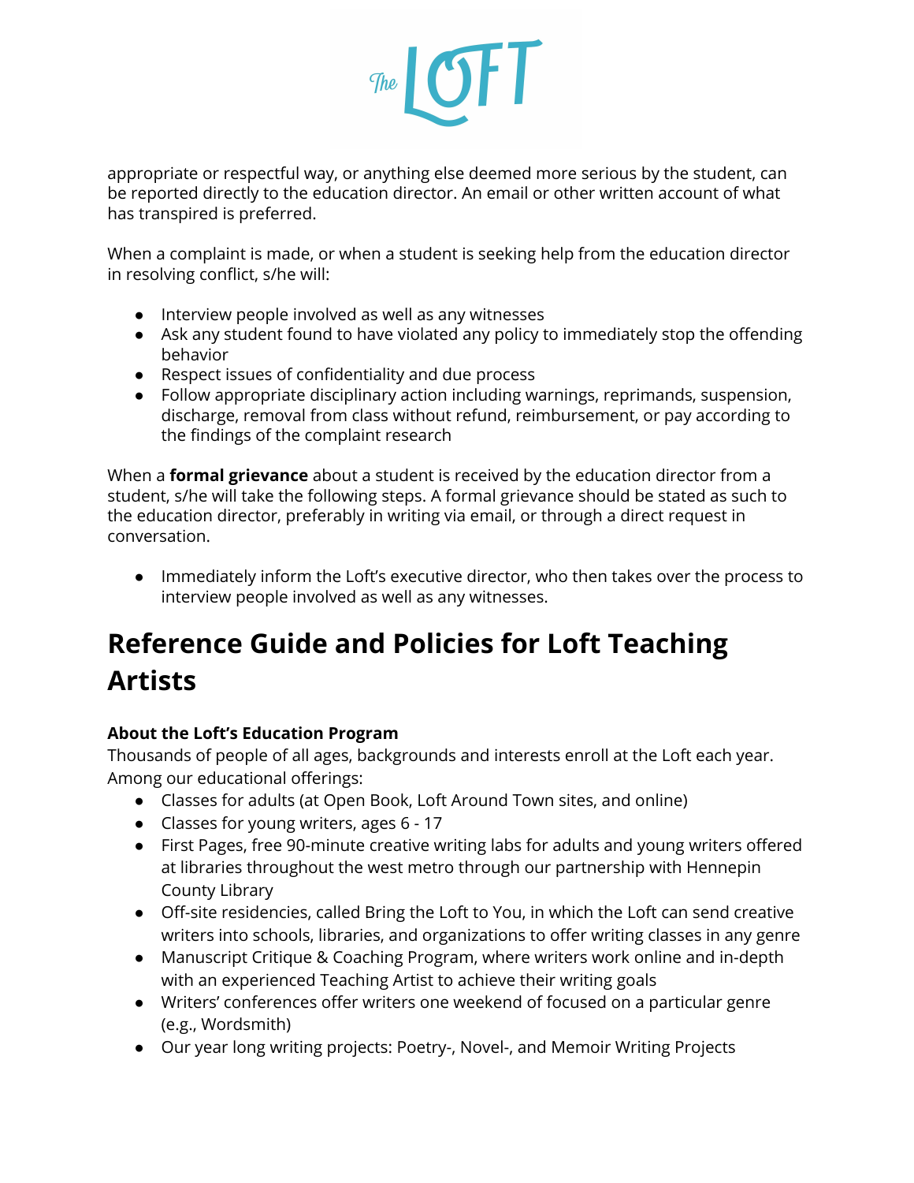appropriate or respectful way, or anything else deemed more serious by the student, can be reported directly to the education director. An email or other written account of what has transpired is preferred.

When a complaint is made, or when a student is seeking help from the education director in resolving conflict, s/he will:

- Interview people involved as well as any witnesses
- Ask any student found to have violated any policy to immediately stop the offending behavior
- Respect issues of confidentiality and due process
- Follow appropriate disciplinary action including warnings, reprimands, suspension, discharge, removal from class without refund, reimbursement, or pay according to the findings of the complaint research

When a **formal grievance** about a student is received by the education director from a student, s/he will take the following steps. A formal grievance should be stated as such to the education director, preferably in writing via email, or through a direct request in conversation.

- Immediately inform the Loft's executive director, who then takes over the process to interview people involved as well as any witnesses.

# Reference Guide and Policies for Loft Teaching Artists

**About the Loft's Education Program**

Thousands of people of all ages, backgrounds and interests enroll at the Loft each year. Among our educational offerings:

- Classes for adults (at Open Book, Loft Around Town sites, and online)
- Classes for young writers, ages 6 - 17
- First Pages, free 90-minute creative writing labs for adults and young writers offered at libraries throughout the west metro through our partnership with Hennepin County Library
- Off-site residencies, called Bring the Loft to You, in which the Loft can send creative writers into schools, libraries, and organizations to offer writing classes in any genre
- Manuscript Critique & Coaching Program, where writers work online and in-depth with an experienced Teaching Artist to achieve their writing goals
- Writers' conferences offer writers one weekend of focused on a particular genre (e.g., Wordsmith)
- Our year long writing projects: Poetry-, Novel-, and Memoir Writing Projects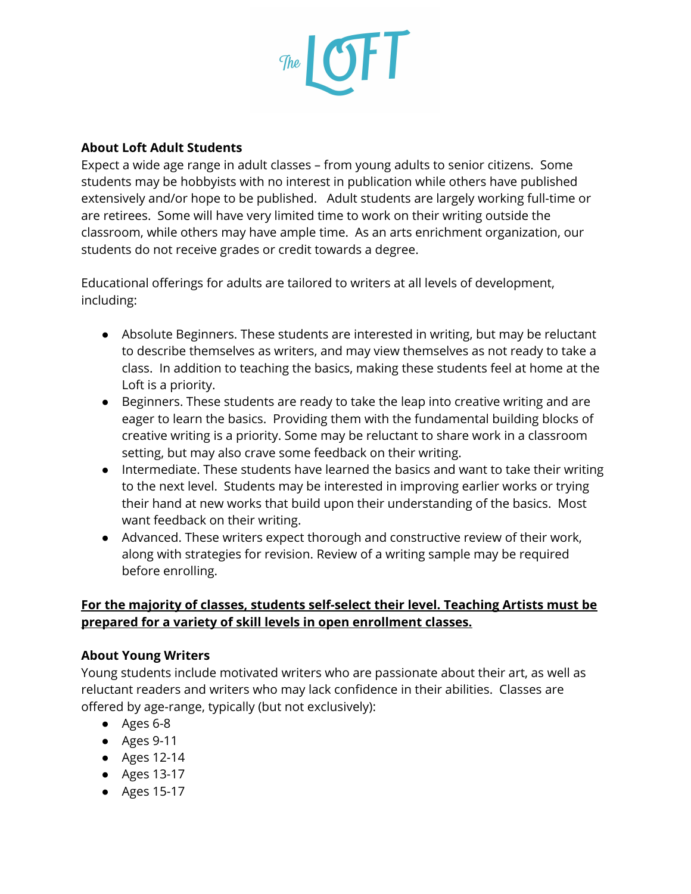**About Loft Adult Students**

Expect a wide age range in adult classes – from young adults to senior citizens. Some students may be hobbyists with no interest in publication while others have published extensively and/or hope to be published. Adult students are largely working full-time or are retirees. Some will have very limited time to work on their writing outside the classroom, while others may have ample time. As an arts enrichment organization, our students do not receive grades or credit towards a degree.

Educational offerings for adults are tailored to writers at all levels of development, including:

- Absolute Beginners. These students are interested in writing, but may be reluctant to describe themselves as writers, and may view themselves as not ready to take a class. In addition to teaching the basics, making these students feel at home at the Loft is a priority.
- Beginners. These students are ready to take the leap into creative writing and are eager to learn the basics. Providing them with the fundamental building blocks of creative writing is a priority. Some may be reluctant to share work in a classroom setting, but may also crave some feedback on their writing.
- Intermediate. These students have learned the basics and want to take their writing to the next level. Students may be interested in improving earlier works or trying their hand at new works that build upon their understanding of the basics. Most want feedback on their writing.
- Advanced. These writers expect thorough and constructive review of their work, along with strategies for revision. Review of a writing sample may be required before enrolling.

**<u>For the majority of classes, students self-select their level. Teaching Artists must be prepared for a variety of skill levels in open enrollment classes.</u>**

**About Young Writers**

Young students include motivated writers who are passionate about their art, as well as reluctant readers and writers who may lack confidence in their abilities. Classes are offered by age-range, typically (but not exclusively):

- Ages 6-8
- Ages 9-11
- Ages 12-14
- Ages 13-17
- Ages 15-17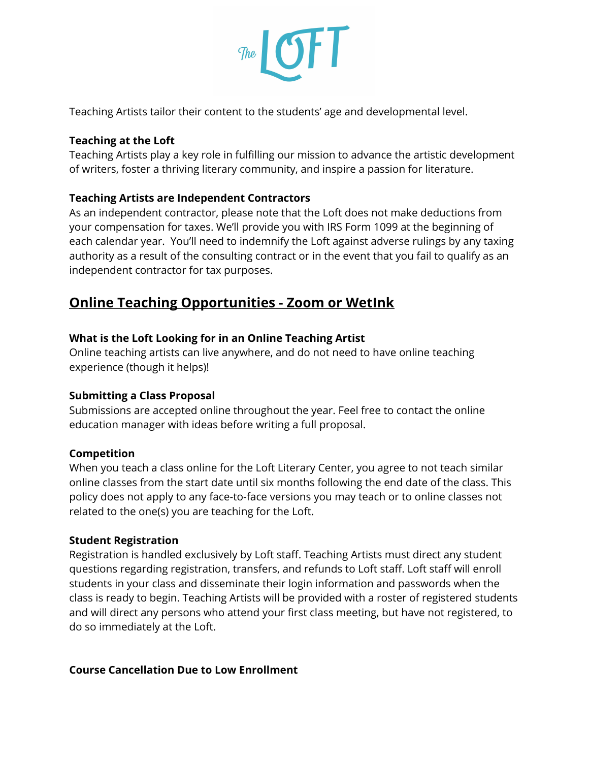Teaching Artists tailor their content to the students' age and developmental level.

**Teaching at the Loft**
Teaching Artists play a key role in fulfilling our mission to advance the artistic development of writers, foster a thriving literary community, and inspire a passion for literature.

**Teaching Artists are Independent Contractors**
As an independent contractor, please note that the Loft does not make deductions from your compensation for taxes. We'll provide you with IRS Form 1099 at the beginning of each calendar year. You'll need to indemnify the Loft against adverse rulings by any taxing authority as a result of the consulting contract or in the event that you fail to qualify as an independent contractor for tax purposes.

## Online Teaching Opportunities - Zoom or WetInk

**What is the Loft Looking for in an Online Teaching Artist**
Online teaching artists can live anywhere, and do not need to have online teaching experience (though it helps)!

**Submitting a Class Proposal**
Submissions are accepted online throughout the year. Feel free to contact the online education manager with ideas before writing a full proposal.

**Competition**
When you teach a class online for the Loft Literary Center, you agree to not teach similar online classes from the start date until six months following the end date of the class. This policy does not apply to any face-to-face versions you may teach or to online classes not related to the one(s) you are teaching for the Loft.

**Student Registration**
Registration is handled exclusively by Loft staff. Teaching Artists must direct any student questions regarding registration, transfers, and refunds to Loft staff. Loft staff will enroll students in your class and disseminate their login information and passwords when the class is ready to begin. Teaching Artists will be provided with a roster of registered students and will direct any persons who attend your first class meeting, but have not registered, to do so immediately at the Loft.

**Course Cancellation Due to Low Enrollment**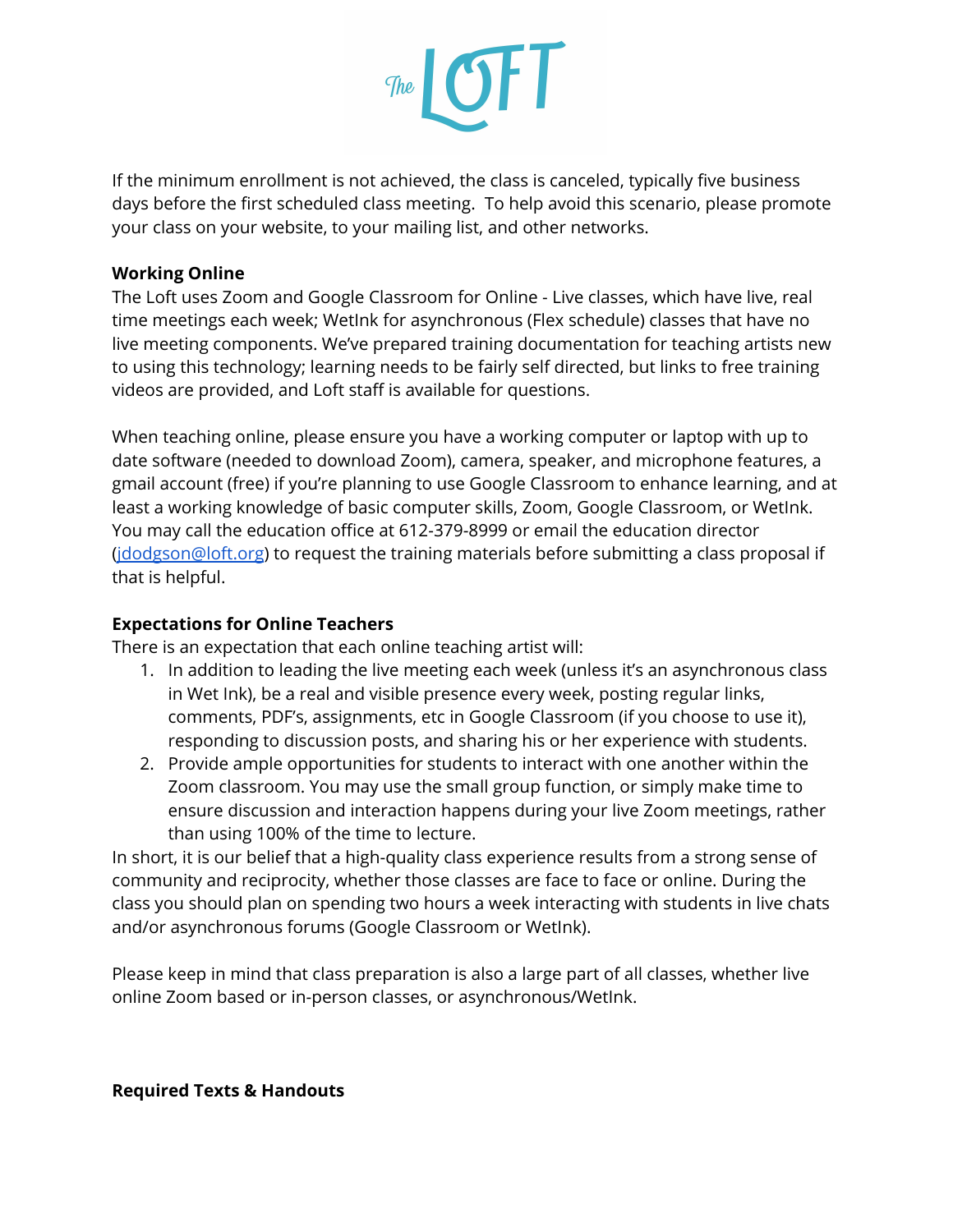If the minimum enrollment is not achieved, the class is canceled, typically five business days before the first scheduled class meeting. To help avoid this scenario, please promote your class on your website, to your mailing list, and other networks.

**Working Online**

The Loft uses Zoom and Google Classroom for Online - Live classes, which have live, real time meetings each week; WetInk for asynchronous (Flex schedule) classes that have no live meeting components. We've prepared training documentation for teaching artists new to using this technology; learning needs to be fairly self directed, but links to free training videos are provided, and Loft staff is available for questions.

When teaching online, please ensure you have a working computer or laptop with up to date software (needed to download Zoom), camera, speaker, and microphone features, a gmail account (free) if you're planning to use Google Classroom to enhance learning, and at least a working knowledge of basic computer skills, Zoom, Google Classroom, or WetInk. You may call the education office at 612-379-8999 or email the education director (jdodgson@loft.org) to request the training materials before submitting a class proposal if that is helpful.

**Expectations for Online Teachers**

There is an expectation that each online teaching artist will:

1. In addition to leading the live meeting each week (unless it's an asynchronous class in Wet Ink), be a real and visible presence every week, posting regular links, comments, PDF's, assignments, etc in Google Classroom (if you choose to use it), responding to discussion posts, and sharing his or her experience with students.
2. Provide ample opportunities for students to interact with one another within the Zoom classroom. You may use the small group function, or simply make time to ensure discussion and interaction happens during your live Zoom meetings, rather than using 100% of the time to lecture.

In short, it is our belief that a high-quality class experience results from a strong sense of community and reciprocity, whether those classes are face to face or online. During the class you should plan on spending two hours a week interacting with students in live chats and/or asynchronous forums (Google Classroom or WetInk).

Please keep in mind that class preparation is also a large part of all classes, whether live online Zoom based or in-person classes, or asynchronous/WetInk.

**Required Texts & Handouts**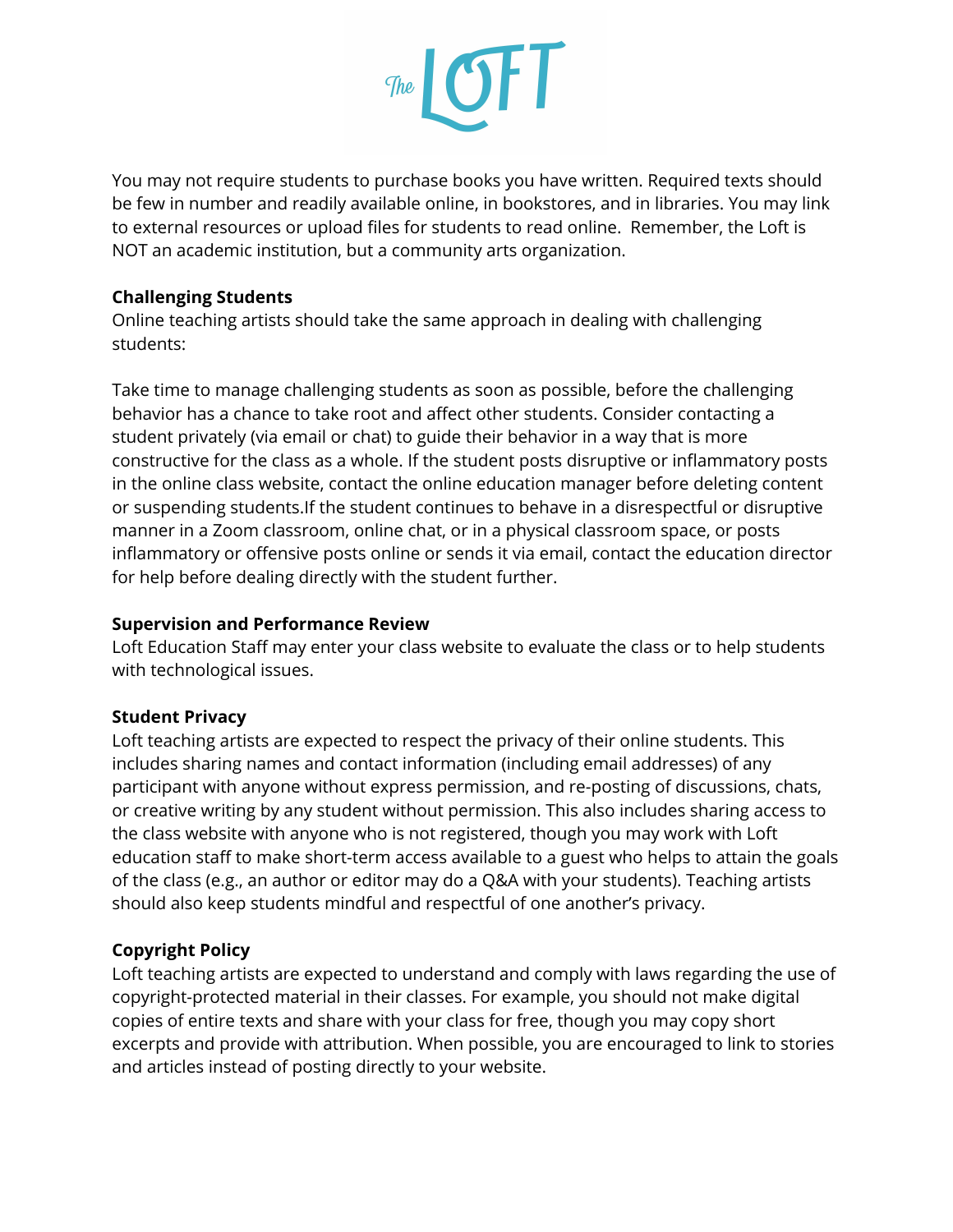You may not require students to purchase books you have written. Required texts should be few in number and readily available online, in bookstores, and in libraries. You may link to external resources or upload files for students to read online.  Remember, the Loft is NOT an academic institution, but a community arts organization.

**Challenging Students**
Online teaching artists should take the same approach in dealing with challenging students:

Take time to manage challenging students as soon as possible, before the challenging behavior has a chance to take root and affect other students. Consider contacting a student privately (via email or chat) to guide their behavior in a way that is more constructive for the class as a whole. If the student posts disruptive or inflammatory posts in the online class website, contact the online education manager before deleting content or suspending students.If the student continues to behave in a disrespectful or disruptive manner in a Zoom classroom, online chat, or in a physical classroom space, or posts inflammatory or offensive posts online or sends it via email, contact the education director for help before dealing directly with the student further.

**Supervision and Performance Review**
Loft Education Staff may enter your class website to evaluate the class or to help students with technological issues.

**Student Privacy**
Loft teaching artists are expected to respect the privacy of their online students. This includes sharing names and contact information (including email addresses) of any participant with anyone without express permission, and re-posting of discussions, chats, or creative writing by any student without permission. This also includes sharing access to the class website with anyone who is not registered, though you may work with Loft education staff to make short-term access available to a guest who helps to attain the goals of the class (e.g., an author or editor may do a Q&A with your students). Teaching artists should also keep students mindful and respectful of one another's privacy.

**Copyright Policy**
Loft teaching artists are expected to understand and comply with laws regarding the use of copyright-protected material in their classes. For example, you should not make digital copies of entire texts and share with your class for free, though you may copy short excerpts and provide with attribution. When possible, you are encouraged to link to stories and articles instead of posting directly to your website.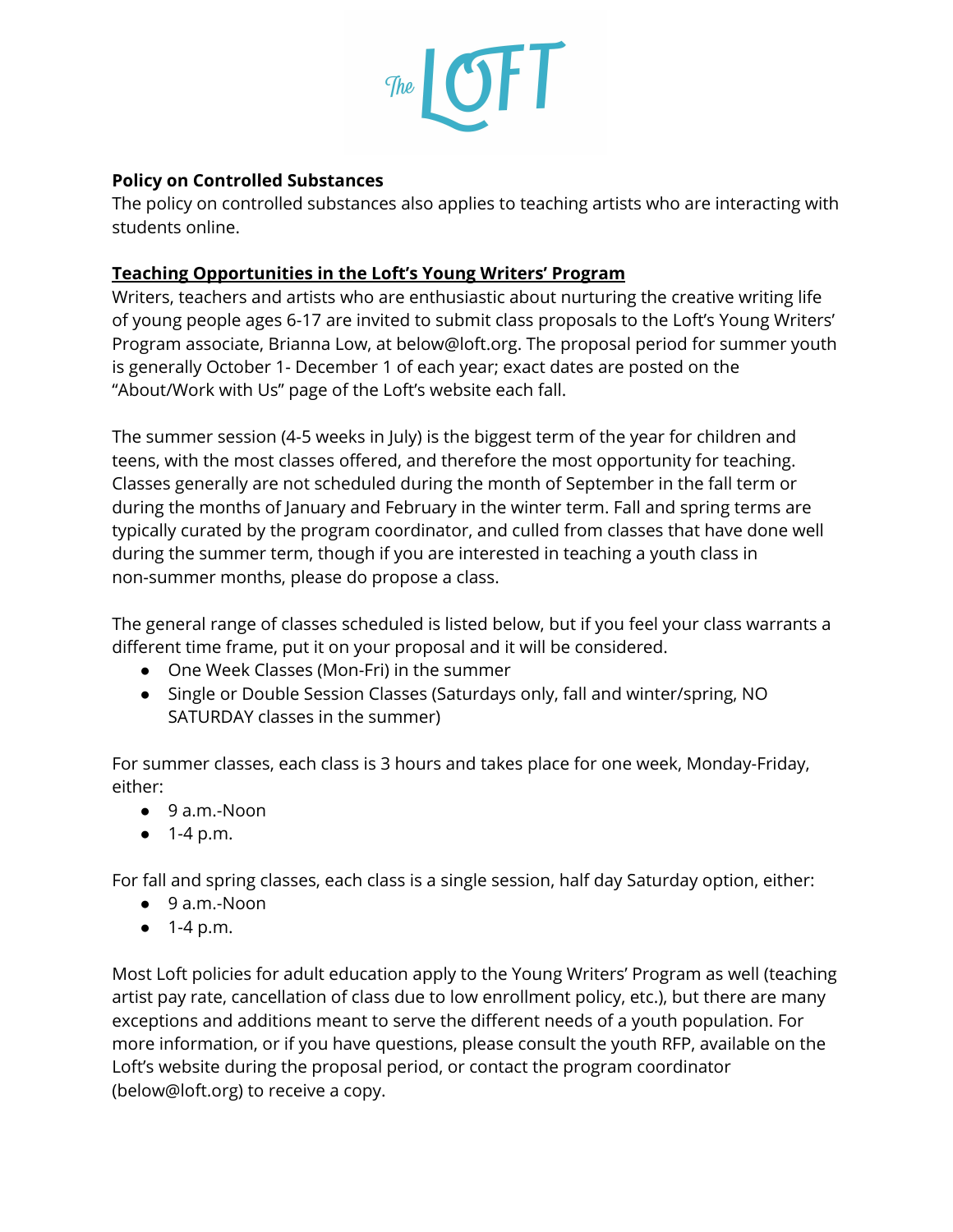**Policy on Controlled Substances**
The policy on controlled substances also applies to teaching artists who are interacting with students online.

**Teaching Opportunities in the Loft's Young Writers' Program**
Writers, teachers and artists who are enthusiastic about nurturing the creative writing life of young people ages 6-17 are invited to submit class proposals to the Loft's Young Writers' Program associate, Brianna Low, at below@loft.org. The proposal period for summer youth is generally October 1- December 1 of each year; exact dates are posted on the "About/Work with Us" page of the Loft's website each fall.

The summer session (4-5 weeks in July) is the biggest term of the year for children and teens, with the most classes offered, and therefore the most opportunity for teaching. Classes generally are not scheduled during the month of September in the fall term or during the months of January and February in the winter term. Fall and spring terms are typically curated by the program coordinator, and culled from classes that have done well during the summer term, though if you are interested in teaching a youth class in non-summer months, please do propose a class.

The general range of classes scheduled is listed below, but if you feel your class warrants a different time frame, put it on your proposal and it will be considered.

- One Week Classes (Mon-Fri) in the summer
- Single or Double Session Classes (Saturdays only, fall and winter/spring, NO SATURDAY classes in the summer)

For summer classes, each class is 3 hours and takes place for one week, Monday-Friday, either:

- 9 a.m.-Noon
- 1-4 p.m.

For fall and spring classes, each class is a single session, half day Saturday option, either:

- 9 a.m.-Noon
- 1-4 p.m.

Most Loft policies for adult education apply to the Young Writers' Program as well (teaching artist pay rate, cancellation of class due to low enrollment policy, etc.), but there are many exceptions and additions meant to serve the different needs of a youth population. For more information, or if you have questions, please consult the youth RFP, available on the Loft's website during the proposal period, or contact the program coordinator (below@loft.org) to receive a copy.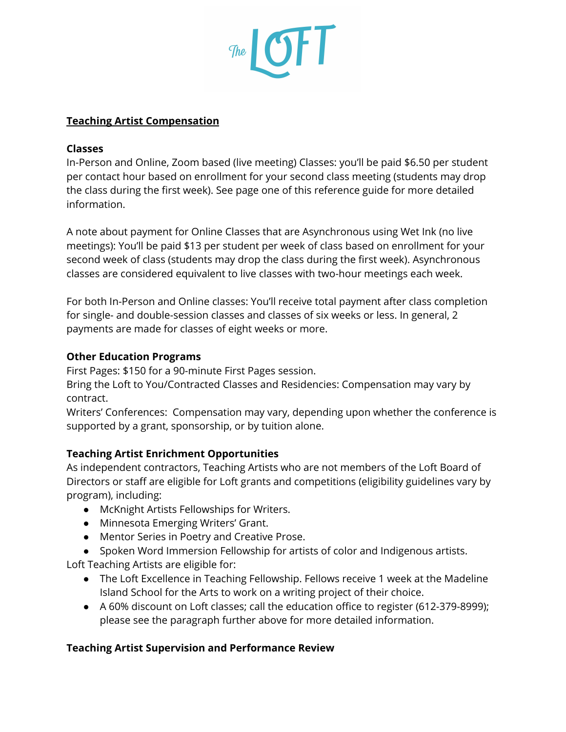**Teaching Artist Compensation**

**Classes**

In-Person and Online, Zoom based (live meeting) Classes: you'll be paid $6.50 per student per contact hour based on enrollment for your second class meeting (students may drop the class during the first week). See page one of this reference guide for more detailed information.

A note about payment for Online Classes that are Asynchronous using Wet Ink (no live meetings): You'll be paid $13 per student per week of class based on enrollment for your second week of class (students may drop the class during the first week). Asynchronous classes are considered equivalent to live classes with two-hour meetings each week.

For both In-Person and Online classes: You'll receive total payment after class completion for single- and double-session classes and classes of six weeks or less. In general, 2 payments are made for classes of eight weeks or more.

**Other Education Programs**

First Pages: $150 for a 90-minute First Pages session.
Bring the Loft to You/Contracted Classes and Residencies: Compensation may vary by contract.
Writers' Conferences: Compensation may vary, depending upon whether the conference is supported by a grant, sponsorship, or by tuition alone.

**Teaching Artist Enrichment Opportunities**

As independent contractors, Teaching Artists who are not members of the Loft Board of Directors or staff are eligible for Loft grants and competitions (eligibility guidelines vary by program), including:

- McKnight Artists Fellowships for Writers.
- Minnesota Emerging Writers' Grant.
- Mentor Series in Poetry and Creative Prose.
- Spoken Word Immersion Fellowship for artists of color and Indigenous artists.

Loft Teaching Artists are eligible for:

- The Loft Excellence in Teaching Fellowship. Fellows receive 1 week at the Madeline Island School for the Arts to work on a writing project of their choice.
- A 60% discount on Loft classes; call the education office to register (612-379-8999); please see the paragraph further above for more detailed information.

**Teaching Artist Supervision and Performance Review**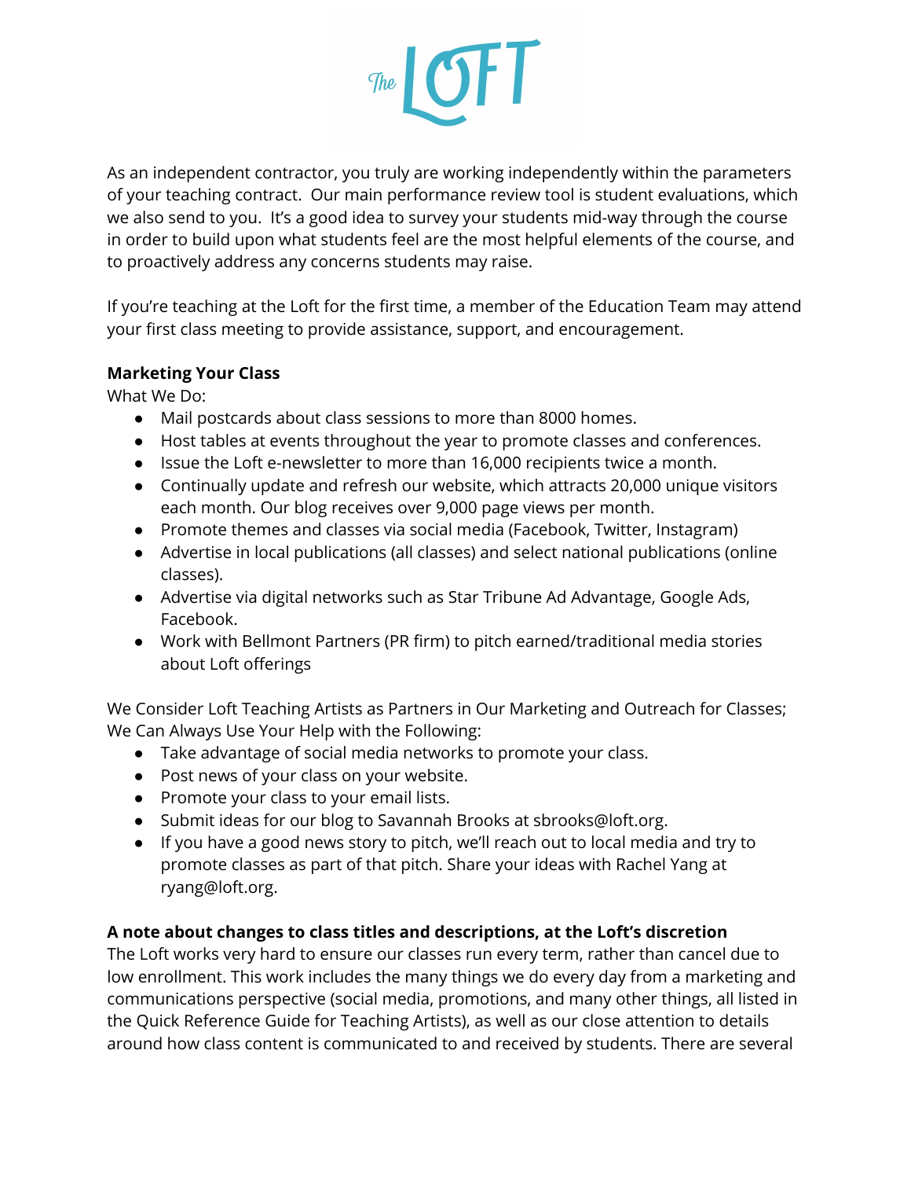As an independent contractor, you truly are working independently within the parameters of your teaching contract. Our main performance review tool is student evaluations, which we also send to you. It's a good idea to survey your students mid-way through the course in order to build upon what students feel are the most helpful elements of the course, and to proactively address any concerns students may raise.

If you're teaching at the Loft for the first time, a member of the Education Team may attend your first class meeting to provide assistance, support, and encouragement.

**Marketing Your Class**

What We Do:

- Mail postcards about class sessions to more than 8000 homes.
- Host tables at events throughout the year to promote classes and conferences.
- Issue the Loft e-newsletter to more than 16,000 recipients twice a month.
- Continually update and refresh our website, which attracts 20,000 unique visitors each month. Our blog receives over 9,000 page views per month.
- Promote themes and classes via social media (Facebook, Twitter, Instagram)
- Advertise in local publications (all classes) and select national publications (online classes).
- Advertise via digital networks such as Star Tribune Ad Advantage, Google Ads, Facebook.
- Work with Bellmont Partners (PR firm) to pitch earned/traditional media stories about Loft offerings

We Consider Loft Teaching Artists as Partners in Our Marketing and Outreach for Classes; We Can Always Use Your Help with the Following:

- Take advantage of social media networks to promote your class.
- Post news of your class on your website.
- Promote your class to your email lists.
- Submit ideas for our blog to Savannah Brooks at sbrooks@loft.org.
- If you have a good news story to pitch, we'll reach out to local media and try to promote classes as part of that pitch. Share your ideas with Rachel Yang at ryang@loft.org.

**A note about changes to class titles and descriptions, at the Loft's discretion**

The Loft works very hard to ensure our classes run every term, rather than cancel due to low enrollment. This work includes the many things we do every day from a marketing and communications perspective (social media, promotions, and many other things, all listed in the Quick Reference Guide for Teaching Artists), as well as our close attention to details around how class content is communicated to and received by students. There are several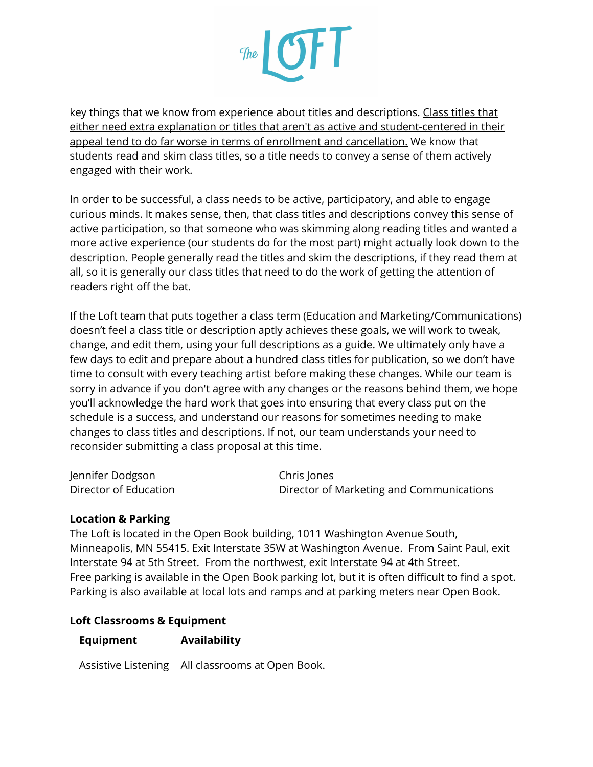key things that we know from experience about titles and descriptions. Class titles that either need extra explanation or titles that aren't as active and student-centered in their appeal tend to do far worse in terms of enrollment and cancellation. We know that students read and skim class titles, so a title needs to convey a sense of them actively engaged with their work.

In order to be successful, a class needs to be active, participatory, and able to engage curious minds. It makes sense, then, that class titles and descriptions convey this sense of active participation, so that someone who was skimming along reading titles and wanted a more active experience (our students do for the most part) might actually look down to the description. People generally read the titles and skim the descriptions, if they read them at all, so it is generally our class titles that need to do the work of getting the attention of readers right off the bat.

If the Loft team that puts together a class term (Education and Marketing/Communications) doesn't feel a class title or description aptly achieves these goals, we will work to tweak, change, and edit them, using your full descriptions as a guide. We ultimately only have a few days to edit and prepare about a hundred class titles for publication, so we don't have time to consult with every teaching artist before making these changes. While our team is sorry in advance if you don't agree with any changes or the reasons behind them, we hope you'll acknowledge the hard work that goes into ensuring that every class put on the schedule is a success, and understand our reasons for sometimes needing to make changes to class titles and descriptions. If not, our team understands your need to reconsider submitting a class proposal at this time.

Jennifer Dodgson
Director of Education

Chris Jones
Director of Marketing and Communications

**Location & Parking**

The Loft is located in the Open Book building, 1011 Washington Avenue South, Minneapolis, MN 55415. Exit Interstate 35W at Washington Avenue. From Saint Paul, exit Interstate 94 at 5th Street. From the northwest, exit Interstate 94 at 4th Street. Free parking is available in the Open Book parking lot, but it is often difficult to find a spot. Parking is also available at local lots and ramps and at parking meters near Open Book.

**Loft Classrooms & Equipment**

| Equipment | Availability |
| --- | --- |
| Assistive Listening | All classrooms at Open Book. |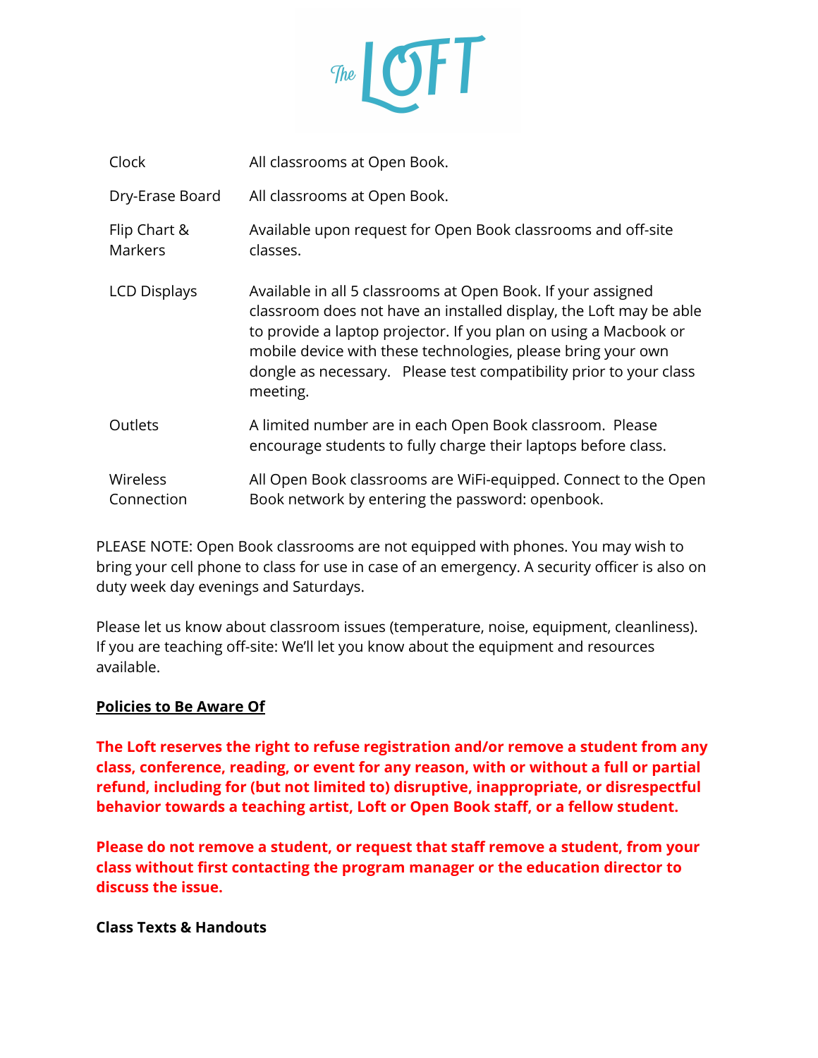| | |
|---|---|
| Clock | All classrooms at Open Book. |
| Dry-Erase Board | All classrooms at Open Book. |
| Flip Chart & Markers | Available upon request for Open Book classrooms and off-site classes. |
| LCD Displays | Available in all 5 classrooms at Open Book. If your assigned classroom does not have an installed display, the Loft may be able to provide a laptop projector. If you plan on using a Macbook or mobile device with these technologies, please bring your own dongle as necessary. Please test compatibility prior to your class meeting. |
| Outlets | A limited number are in each Open Book classroom. Please encourage students to fully charge their laptops before class. |
| Wireless Connection | All Open Book classrooms are WiFi-equipped. Connect to the Open Book network by entering the password: openbook. |

PLEASE NOTE: Open Book classrooms are not equipped with phones. You may wish to bring your cell phone to class for use in case of an emergency. A security officer is also on duty week day evenings and Saturdays.

Please let us know about classroom issues (temperature, noise, equipment, cleanliness). If you are teaching off-site: We'll let you know about the equipment and resources available.

## Policies to Be Aware Of

**The Loft reserves the right to refuse registration and/or remove a student from any class, conference, reading, or event for any reason, with or without a full or partial refund, including for (but not limited to) disruptive, inappropriate, or disrespectful behavior towards a teaching artist, Loft or Open Book staff, or a fellow student.**

**Please do not remove a student, or request that staff remove a student, from your class without first contacting the program manager or the education director to discuss the issue.**

### Class Texts & Handouts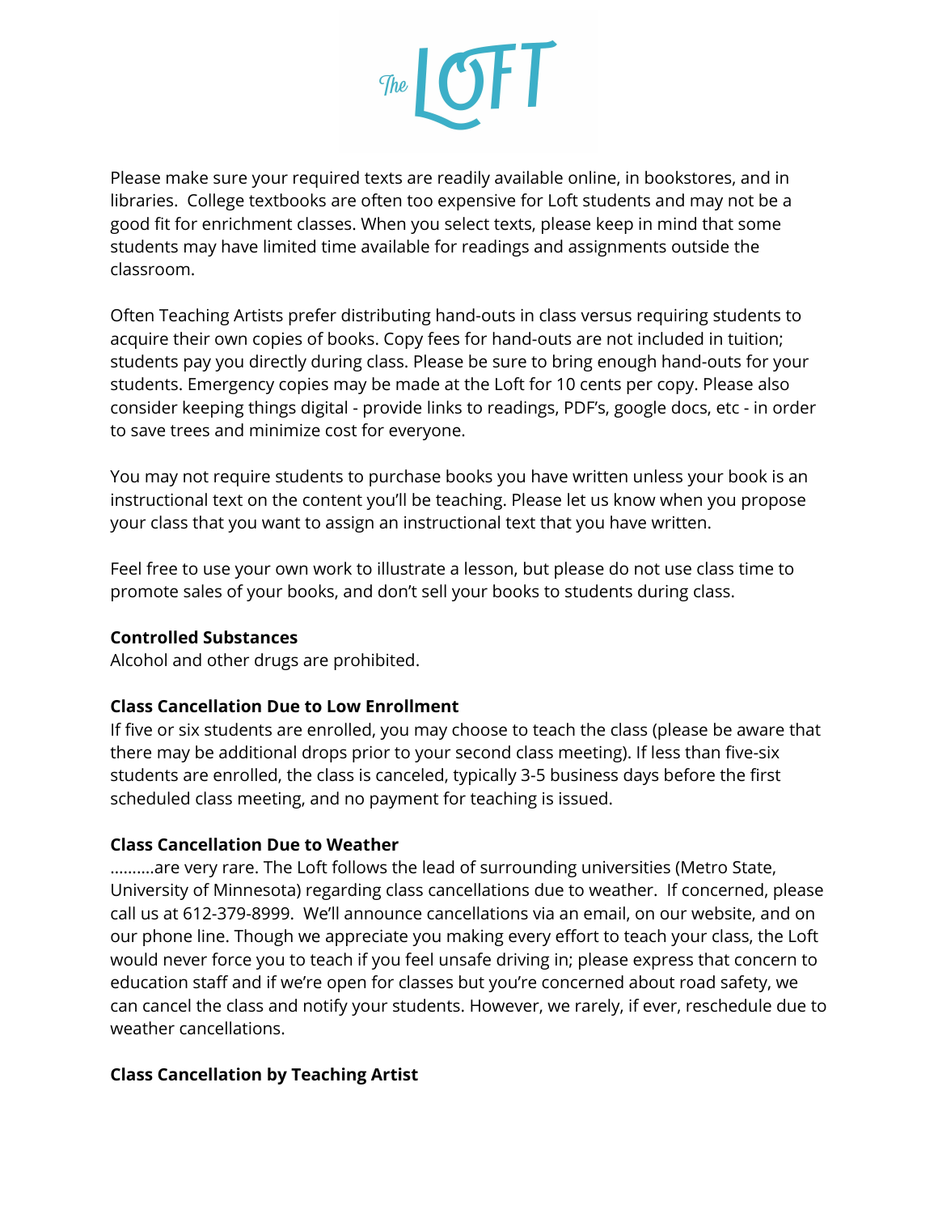Please make sure your required texts are readily available online, in bookstores, and in libraries. College textbooks are often too expensive for Loft students and may not be a good fit for enrichment classes. When you select texts, please keep in mind that some students may have limited time available for readings and assignments outside the classroom.

Often Teaching Artists prefer distributing hand-outs in class versus requiring students to acquire their own copies of books. Copy fees for hand-outs are not included in tuition; students pay you directly during class. Please be sure to bring enough hand-outs for your students. Emergency copies may be made at the Loft for 10 cents per copy. Please also consider keeping things digital - provide links to readings, PDF's, google docs, etc - in order to save trees and minimize cost for everyone.

You may not require students to purchase books you have written unless your book is an instructional text on the content you'll be teaching. Please let us know when you propose your class that you want to assign an instructional text that you have written.

Feel free to use your own work to illustrate a lesson, but please do not use class time to promote sales of your books, and don't sell your books to students during class.

**Controlled Substances**

Alcohol and other drugs are prohibited.

**Class Cancellation Due to Low Enrollment**

If five or six students are enrolled, you may choose to teach the class (please be aware that there may be additional drops prior to your second class meeting). If less than five-six students are enrolled, the class is canceled, typically 3-5 business days before the first scheduled class meeting, and no payment for teaching is issued.

**Class Cancellation Due to Weather**

……….are very rare. The Loft follows the lead of surrounding universities (Metro State, University of Minnesota) regarding class cancellations due to weather. If concerned, please call us at 612-379-8999. We'll announce cancellations via an email, on our website, and on our phone line. Though we appreciate you making every effort to teach your class, the Loft would never force you to teach if you feel unsafe driving in; please express that concern to education staff and if we're open for classes but you're concerned about road safety, we can cancel the class and notify your students. However, we rarely, if ever, reschedule due to weather cancellations.

**Class Cancellation by Teaching Artist**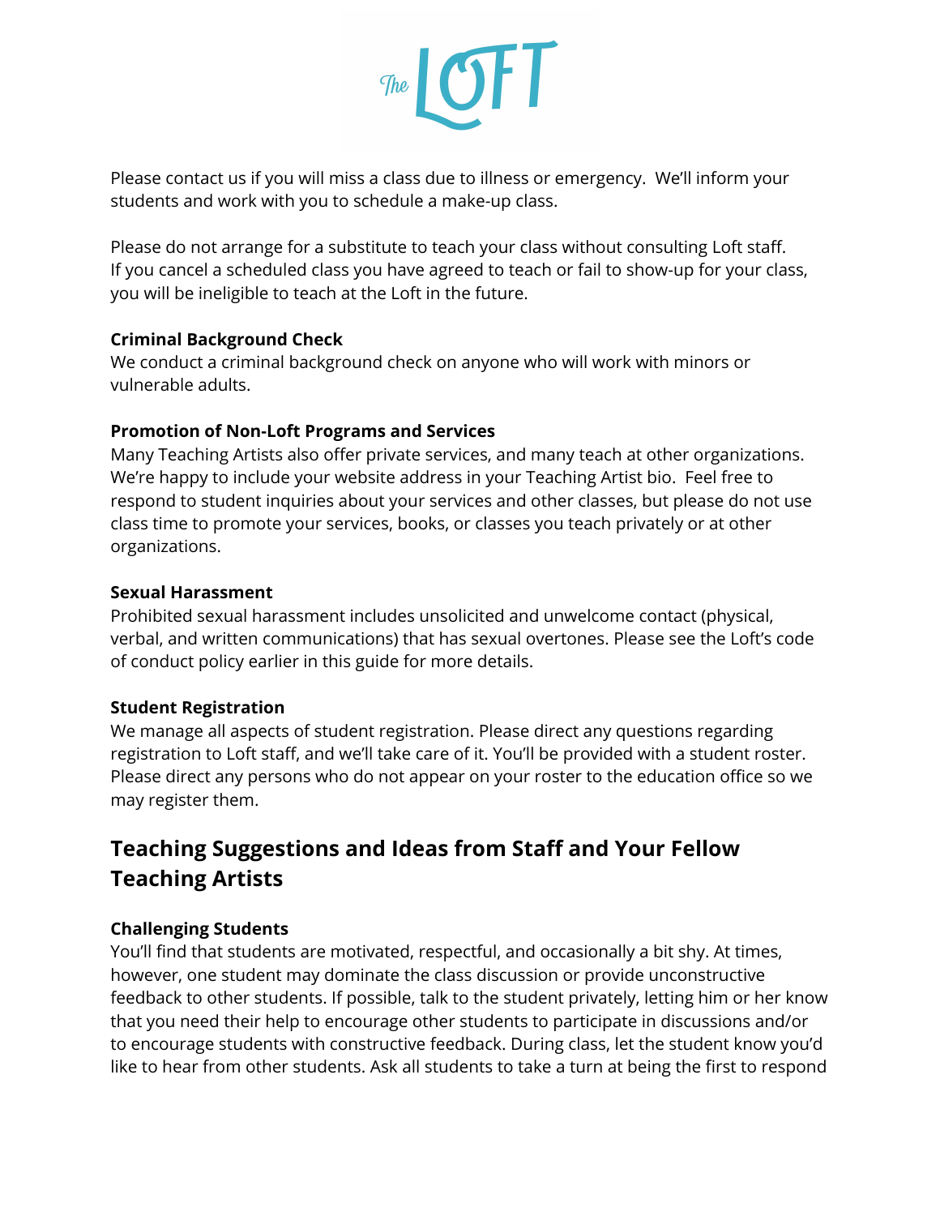Please contact us if you will miss a class due to illness or emergency.  We'll inform your students and work with you to schedule a make-up class.

Please do not arrange for a substitute to teach your class without consulting Loft staff. If you cancel a scheduled class you have agreed to teach or fail to show-up for your class, you will be ineligible to teach at the Loft in the future.

**Criminal Background Check**
We conduct a criminal background check on anyone who will work with minors or vulnerable adults.

**Promotion of Non-Loft Programs and Services**
Many Teaching Artists also offer private services, and many teach at other organizations. We're happy to include your website address in your Teaching Artist bio.  Feel free to respond to student inquiries about your services and other classes, but please do not use class time to promote your services, books, or classes you teach privately or at other organizations.

**Sexual Harassment**
Prohibited sexual harassment includes unsolicited and unwelcome contact (physical, verbal, and written communications) that has sexual overtones. Please see the Loft's code of conduct policy earlier in this guide for more details.

**Student Registration**
We manage all aspects of student registration. Please direct any questions regarding registration to Loft staff, and we'll take care of it. You'll be provided with a student roster. Please direct any persons who do not appear on your roster to the education office so we may register them.

## Teaching Suggestions and Ideas from Staff and Your Fellow Teaching Artists

**Challenging Students**
You'll find that students are motivated, respectful, and occasionally a bit shy. At times, however, one student may dominate the class discussion or provide unconstructive feedback to other students. If possible, talk to the student privately, letting him or her know that you need their help to encourage other students to participate in discussions and/or to encourage students with constructive feedback. During class, let the student know you'd like to hear from other students. Ask all students to take a turn at being the first to respond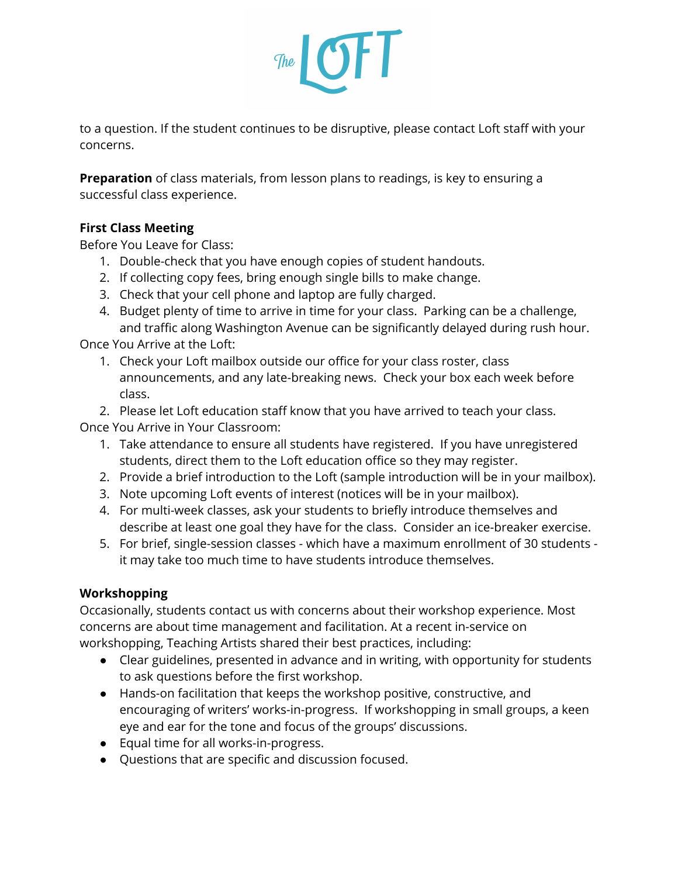to a question. If the student continues to be disruptive, please contact Loft staff with your concerns.

**Preparation** of class materials, from lesson plans to readings, is key to ensuring a successful class experience.

**First Class Meeting**

Before You Leave for Class:

1. Double-check that you have enough copies of student handouts.
2. If collecting copy fees, bring enough single bills to make change.
3. Check that your cell phone and laptop are fully charged.
4. Budget plenty of time to arrive in time for your class. Parking can be a challenge, and traffic along Washington Avenue can be significantly delayed during rush hour.

Once You Arrive at the Loft:

1. Check your Loft mailbox outside our office for your class roster, class announcements, and any late-breaking news. Check your box each week before class.
2. Please let Loft education staff know that you have arrived to teach your class.

Once You Arrive in Your Classroom:

1. Take attendance to ensure all students have registered. If you have unregistered students, direct them to the Loft education office so they may register.
2. Provide a brief introduction to the Loft (sample introduction will be in your mailbox).
3. Note upcoming Loft events of interest (notices will be in your mailbox).
4. For multi-week classes, ask your students to briefly introduce themselves and describe at least one goal they have for the class. Consider an ice-breaker exercise.
5. For brief, single-session classes - which have a maximum enrollment of 30 students - it may take too much time to have students introduce themselves.

**Workshopping**

Occasionally, students contact us with concerns about their workshop experience. Most concerns are about time management and facilitation. At a recent in-service on workshopping, Teaching Artists shared their best practices, including:

- Clear guidelines, presented in advance and in writing, with opportunity for students to ask questions before the first workshop.
- Hands-on facilitation that keeps the workshop positive, constructive, and encouraging of writers' works-in-progress. If workshopping in small groups, a keen eye and ear for the tone and focus of the groups' discussions.
- Equal time for all works-in-progress.
- Questions that are specific and discussion focused.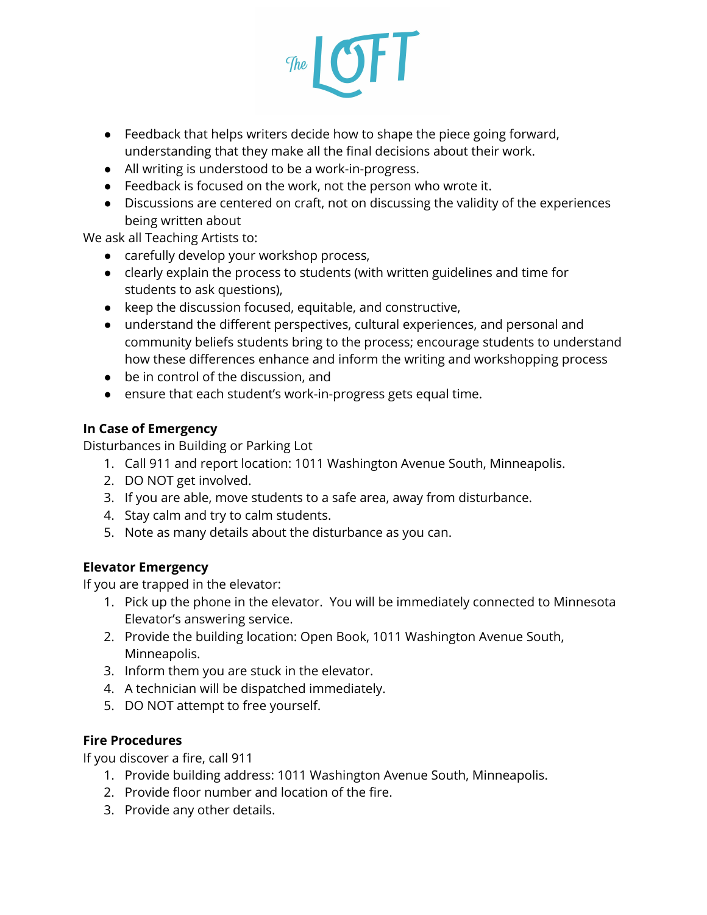- Feedback that helps writers decide how to shape the piece going forward, understanding that they make all the final decisions about their work.
- All writing is understood to be a work-in-progress.
- Feedback is focused on the work, not the person who wrote it.
- Discussions are centered on craft, not on discussing the validity of the experiences being written about

We ask all Teaching Artists to:

- carefully develop your workshop process,
- clearly explain the process to students (with written guidelines and time for students to ask questions),
- keep the discussion focused, equitable, and constructive,
- understand the different perspectives, cultural experiences, and personal and community beliefs students bring to the process; encourage students to understand how these differences enhance and inform the writing and workshopping process
- be in control of the discussion, and
- ensure that each student's work-in-progress gets equal time.

**In Case of Emergency**

Disturbances in Building or Parking Lot

1. Call 911 and report location: 1011 Washington Avenue South, Minneapolis.
2. DO NOT get involved.
3. If you are able, move students to a safe area, away from disturbance.
4. Stay calm and try to calm students.
5. Note as many details about the disturbance as you can.

**Elevator Emergency**

If you are trapped in the elevator:

1. Pick up the phone in the elevator. You will be immediately connected to Minnesota Elevator's answering service.
2. Provide the building location: Open Book, 1011 Washington Avenue South, Minneapolis.
3. Inform them you are stuck in the elevator.
4. A technician will be dispatched immediately.
5. DO NOT attempt to free yourself.

**Fire Procedures**

If you discover a fire, call 911

1. Provide building address: 1011 Washington Avenue South, Minneapolis.
2. Provide floor number and location of the fire.
3. Provide any other details.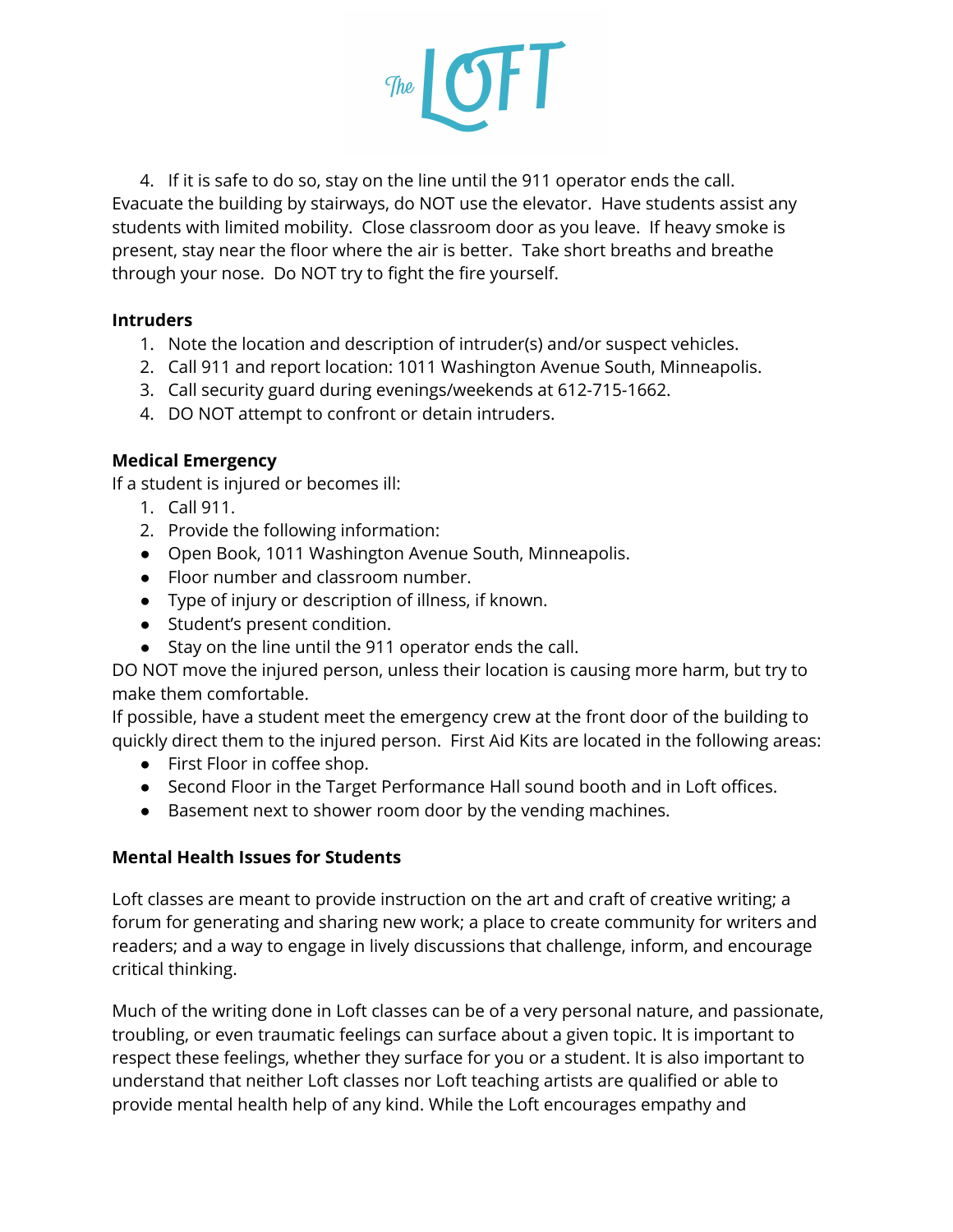4. If it is safe to do so, stay on the line until the 911 operator ends the call.

Evacuate the building by stairways, do NOT use the elevator. Have students assist any students with limited mobility. Close classroom door as you leave. If heavy smoke is present, stay near the floor where the air is better. Take short breaths and breathe through your nose. Do NOT try to fight the fire yourself.

**Intruders**

1. Note the location and description of intruder(s) and/or suspect vehicles.
2. Call 911 and report location: 1011 Washington Avenue South, Minneapolis.
3. Call security guard during evenings/weekends at 612-715-1662.
4. DO NOT attempt to confront or detain intruders.

**Medical Emergency**

If a student is injured or becomes ill:

1. Call 911.
2. Provide the following information:

- Open Book, 1011 Washington Avenue South, Minneapolis.
- Floor number and classroom number.
- Type of injury or description of illness, if known.
- Student's present condition.
- Stay on the line until the 911 operator ends the call.

DO NOT move the injured person, unless their location is causing more harm, but try to make them comfortable.

If possible, have a student meet the emergency crew at the front door of the building to quickly direct them to the injured person. First Aid Kits are located in the following areas:

- First Floor in coffee shop.
- Second Floor in the Target Performance Hall sound booth and in Loft offices.
- Basement next to shower room door by the vending machines.

**Mental Health Issues for Students**

Loft classes are meant to provide instruction on the art and craft of creative writing; a forum for generating and sharing new work; a place to create community for writers and readers; and a way to engage in lively discussions that challenge, inform, and encourage critical thinking.

Much of the writing done in Loft classes can be of a very personal nature, and passionate, troubling, or even traumatic feelings can surface about a given topic. It is important to respect these feelings, whether they surface for you or a student. It is also important to understand that neither Loft classes nor Loft teaching artists are qualified or able to provide mental health help of any kind. While the Loft encourages empathy and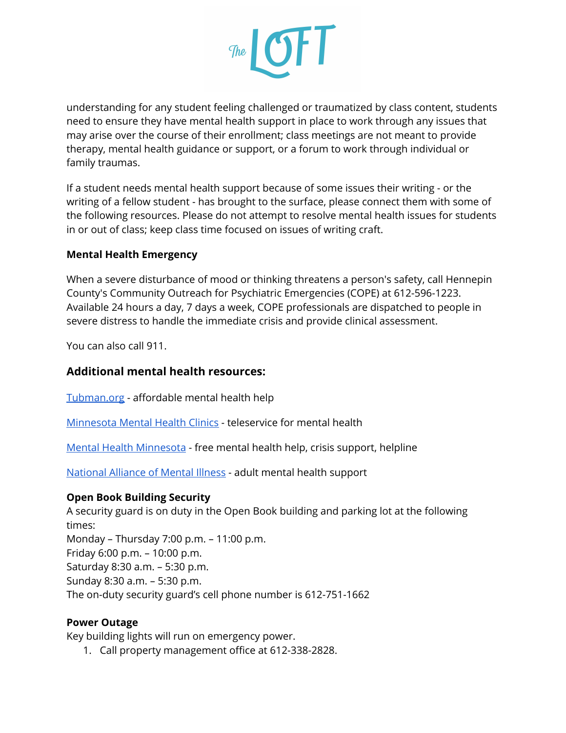understanding for any student feeling challenged or traumatized by class content, students need to ensure they have mental health support in place to work through any issues that may arise over the course of their enrollment; class meetings are not meant to provide therapy, mental health guidance or support, or a forum to work through individual or family traumas.

If a student needs mental health support because of some issues their writing - or the writing of a fellow student - has brought to the surface, please connect them with some of the following resources. Please do not attempt to resolve mental health issues for students in or out of class; keep class time focused on issues of writing craft.

**Mental Health Emergency**

When a severe disturbance of mood or thinking threatens a person's safety, call Hennepin County's Community Outreach for Psychiatric Emergencies (COPE) at 612-596-1223. Available 24 hours a day, 7 days a week, COPE professionals are dispatched to people in severe distress to handle the immediate crisis and provide clinical assessment.

You can also call 911.

### Additional mental health resources:

Tubman.org - affordable mental health help

Minnesota Mental Health Clinics - teleservice for mental health

Mental Health Minnesota - free mental health help, crisis support, helpline

National Alliance of Mental Illness - adult mental health support

**Open Book Building Security**
A security guard is on duty in the Open Book building and parking lot at the following times:
Monday – Thursday 7:00 p.m. – 11:00 p.m.
Friday 6:00 p.m. – 10:00 p.m.
Saturday 8:30 a.m. – 5:30 p.m.
Sunday 8:30 a.m. – 5:30 p.m.
The on-duty security guard's cell phone number is 612-751-1662

**Power Outage**
Key building lights will run on emergency power.

1. Call property management office at 612-338-2828.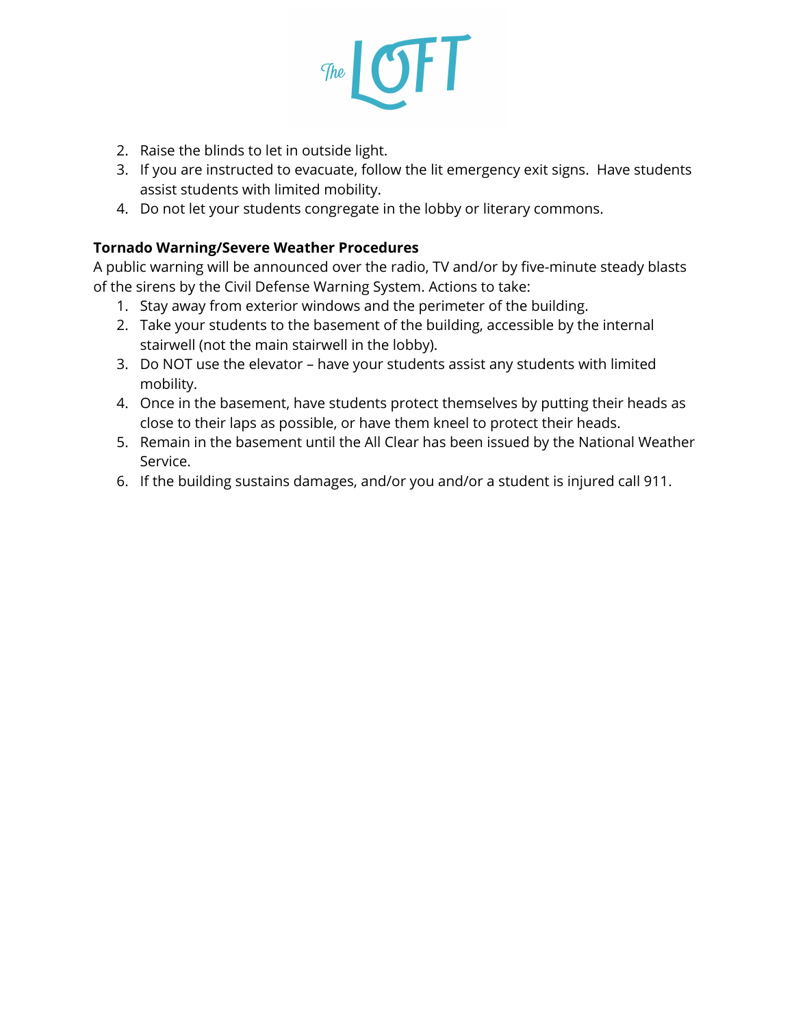2. Raise the blinds to let in outside light.
3. If you are instructed to evacuate, follow the lit emergency exit signs.  Have students assist students with limited mobility.
4. Do not let your students congregate in the lobby or literary commons.

**Tornado Warning/Severe Weather Procedures**

A public warning will be announced over the radio, TV and/or by five-minute steady blasts of the sirens by the Civil Defense Warning System. Actions to take:

1. Stay away from exterior windows and the perimeter of the building.
2. Take your students to the basement of the building, accessible by the internal stairwell (not the main stairwell in the lobby).
3. Do NOT use the elevator – have your students assist any students with limited mobility.
4. Once in the basement, have students protect themselves by putting their heads as close to their laps as possible, or have them kneel to protect their heads.
5. Remain in the basement until the All Clear has been issued by the National Weather Service.
6. If the building sustains damages, and/or you and/or a student is injured call 911.